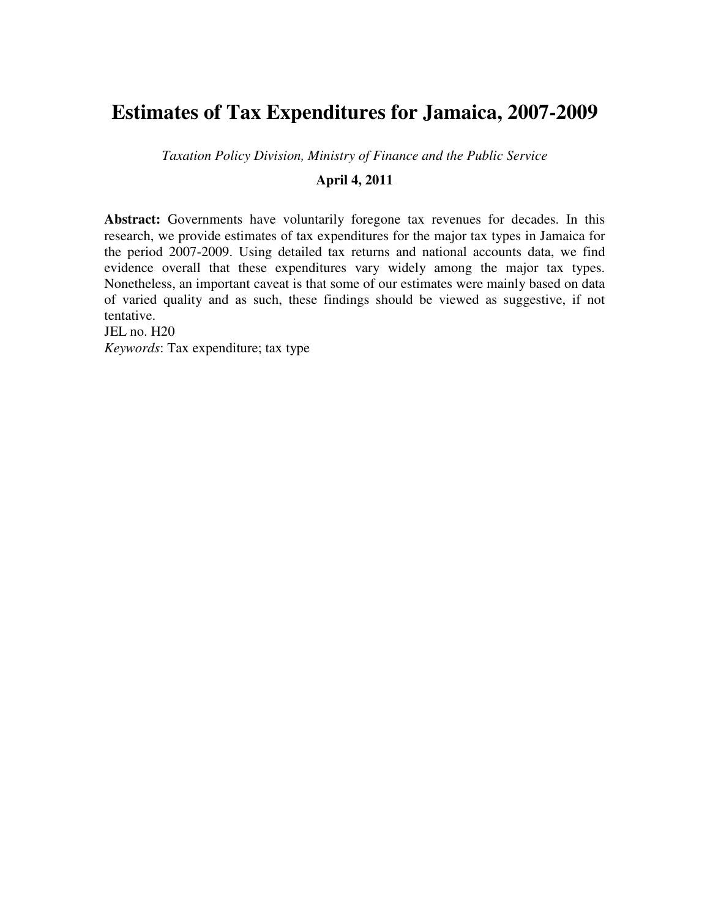# Estimates of Tax Expenditures for Jamaica, 2007-2009

*Taxation Policy Division, Ministry of Finance and the Public Service*

**April 4, 2011**

**Abstract:** Governments have voluntarily foregone tax revenues for decades. In this research, we provide estimates of tax expenditures for the major tax types in Jamaica for the period 2007-2009. Using detailed tax returns and national accounts data, we find evidence overall that these expenditures vary widely among the major tax types. Nonetheless, an important caveat is that some of our estimates were mainly based on data of varied quality and as such, these findings should be viewed as suggestive, if not tentative.

JEL no. H20

*Keywords*: Tax expenditure; tax type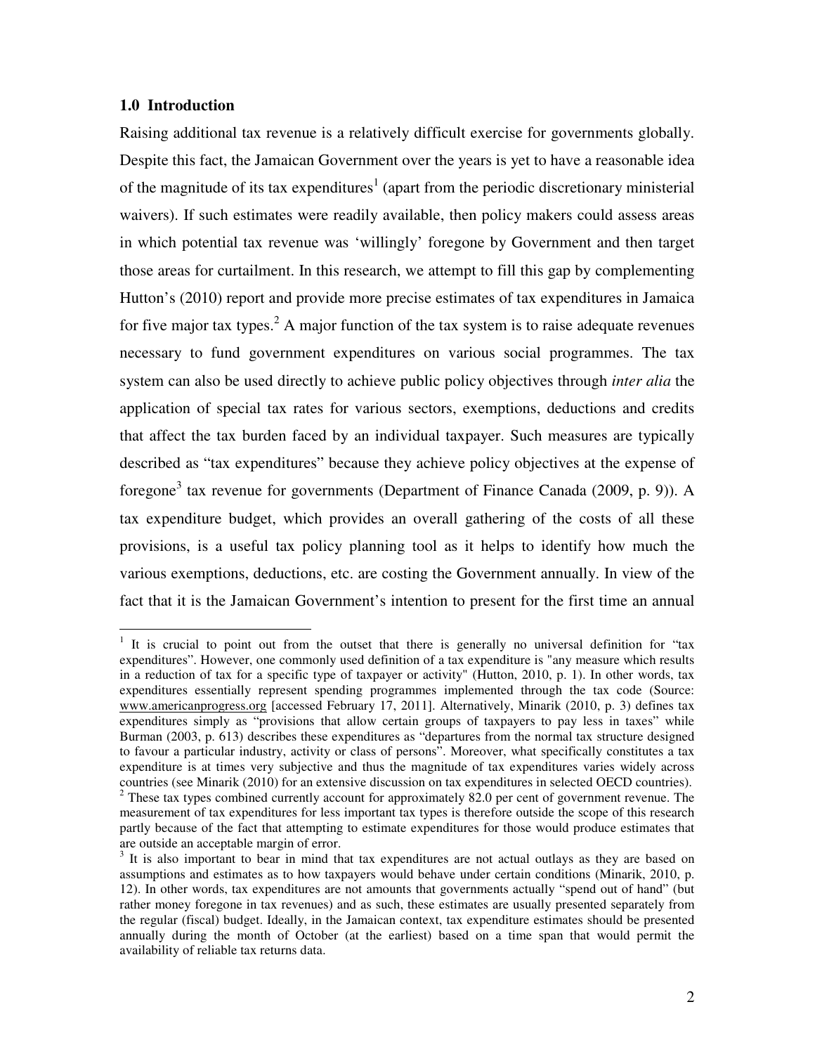### 1.0 Introduction

Raising additional tax revenue is a relatively difficult exercise for governments globally. Despite this fact, the Jamaican Government over the years is yet to have a reasonable idea of the magnitude of its tax expenditures[1] (apart from the periodic discretionary ministerial waivers). If such estimates were readily available, then policy makers could assess areas in which potential tax revenue was 'willingly' foregone by Government and then target those areas for curtailment. In this research, we attempt to fill this gap by complementing Hutton's (2010) report and provide more precise estimates of tax expenditures in Jamaica for five major tax types.[2] A major function of the tax system is to raise adequate revenues necessary to fund government expenditures on various social programmes. The tax system can also be used directly to achieve public policy objectives through *inter alia* the application of special tax rates for various sectors, exemptions, deductions and credits that affect the tax burden faced by an individual taxpayer. Such measures are typically described as "tax expenditures" because they achieve policy objectives at the expense of foregone[3] tax revenue for governments (Department of Finance Canada (2009, p. 9)). A tax expenditure budget, which provides an overall gathering of the costs of all these provisions, is a useful tax policy planning tool as it helps to identify how much the various exemptions, deductions, etc. are costing the Government annually. In view of the fact that it is the Jamaican Government's intention to present for the first time an annual

---

[1] It is crucial to point out from the outset that there is generally no universal definition for "tax expenditures". However, one commonly used definition of a tax expenditure is "any measure which results in a reduction of tax for a specific type of taxpayer or activity" (Hutton, 2010, p. 1). In other words, tax expenditures essentially represent spending programmes implemented through the tax code (Source: www.americanprogress.org [accessed February 17, 2011]. Alternatively, Minarik (2010, p. 3) defines tax expenditures simply as "provisions that allow certain groups of taxpayers to pay less in taxes" while Burman (2003, p. 613) describes these expenditures as "departures from the normal tax structure designed to favour a particular industry, activity or class of persons". Moreover, what specifically constitutes a tax expenditure is at times very subjective and thus the magnitude of tax expenditures varies widely across countries (see Minarik (2010) for an extensive discussion on tax expenditures in selected OECD countries).

[2] These tax types combined currently account for approximately 82.0 per cent of government revenue. The measurement of tax expenditures for less important tax types is therefore outside the scope of this research partly because of the fact that attempting to estimate expenditures for those would produce estimates that are outside an acceptable margin of error.

[3] It is also important to bear in mind that tax expenditures are not actual outlays as they are based on assumptions and estimates as to how taxpayers would behave under certain conditions (Minarik, 2010, p. 12). In other words, tax expenditures are not amounts that governments actually "spend out of hand" (but rather money foregone in tax revenues) and as such, these estimates are usually presented separately from the regular (fiscal) budget. Ideally, in the Jamaican context, tax expenditure estimates should be presented annually during the month of October (at the earliest) based on a time span that would permit the availability of reliable tax returns data.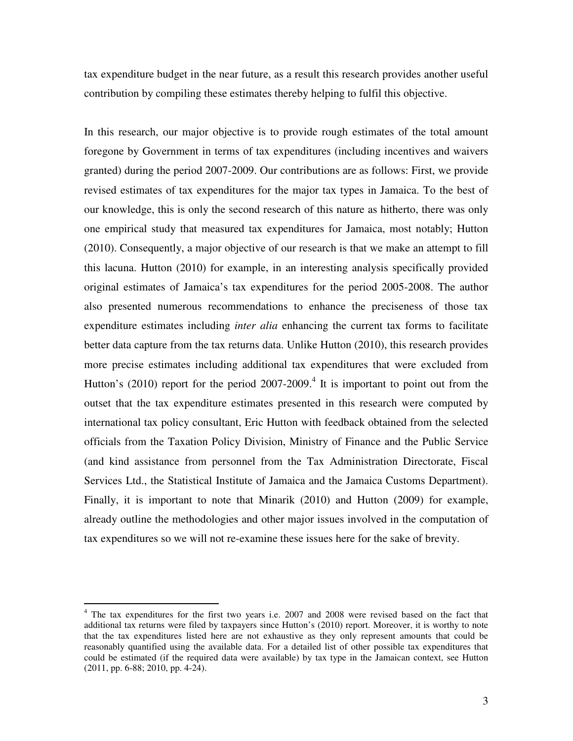tax expenditure budget in the near future, as a result this research provides another useful contribution by compiling these estimates thereby helping to fulfil this objective.

In this research, our major objective is to provide rough estimates of the total amount foregone by Government in terms of tax expenditures (including incentives and waivers granted) during the period 2007-2009. Our contributions are as follows: First, we provide revised estimates of tax expenditures for the major tax types in Jamaica. To the best of our knowledge, this is only the second research of this nature as hitherto, there was only one empirical study that measured tax expenditures for Jamaica, most notably; Hutton (2010). Consequently, a major objective of our research is that we make an attempt to fill this lacuna. Hutton (2010) for example, in an interesting analysis specifically provided original estimates of Jamaica's tax expenditures for the period 2005-2008. The author also presented numerous recommendations to enhance the preciseness of those tax expenditure estimates including *inter alia* enhancing the current tax forms to facilitate better data capture from the tax returns data. Unlike Hutton (2010), this research provides more precise estimates including additional tax expenditures that were excluded from Hutton's (2010) report for the period 2007-2009.[4] It is important to point out from the outset that the tax expenditure estimates presented in this research were computed by international tax policy consultant, Eric Hutton with feedback obtained from the selected officials from the Taxation Policy Division, Ministry of Finance and the Public Service (and kind assistance from personnel from the Tax Administration Directorate, Fiscal Services Ltd., the Statistical Institute of Jamaica and the Jamaica Customs Department). Finally, it is important to note that Minarik (2010) and Hutton (2009) for example, already outline the methodologies and other major issues involved in the computation of tax expenditures so we will not re-examine these issues here for the sake of brevity.

[4] The tax expenditures for the first two years i.e. 2007 and 2008 were revised based on the fact that additional tax returns were filed by taxpayers since Hutton's (2010) report. Moreover, it is worthy to note that the tax expenditures listed here are not exhaustive as they only represent amounts that could be reasonably quantified using the available data. For a detailed list of other possible tax expenditures that could be estimated (if the required data were available) by tax type in the Jamaican context, see Hutton (2011, pp. 6-88; 2010, pp. 4-24).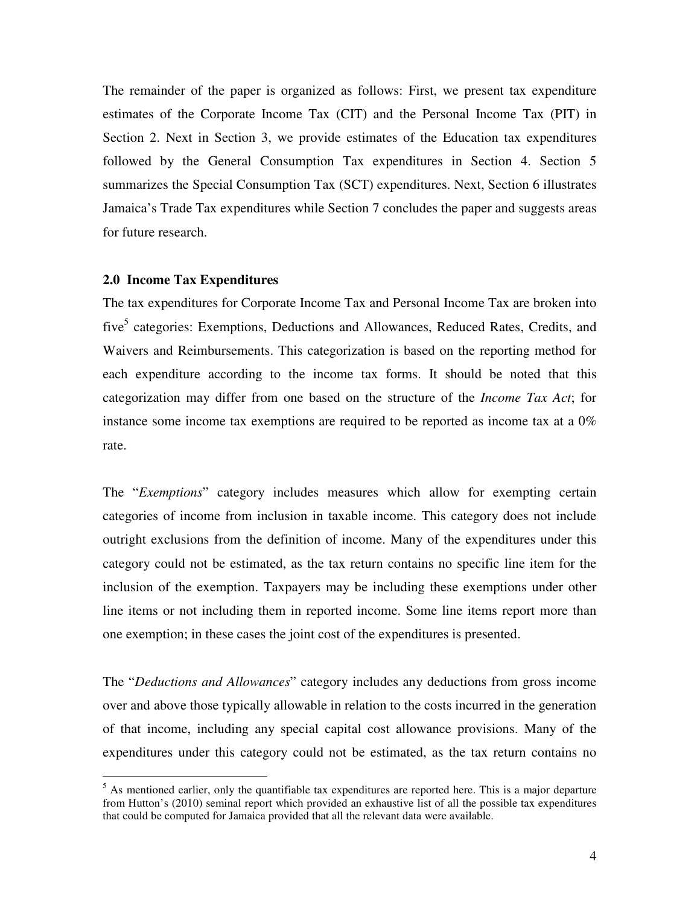The remainder of the paper is organized as follows: First, we present tax expenditure estimates of the Corporate Income Tax (CIT) and the Personal Income Tax (PIT) in Section 2. Next in Section 3, we provide estimates of the Education tax expenditures followed by the General Consumption Tax expenditures in Section 4. Section 5 summarizes the Special Consumption Tax (SCT) expenditures. Next, Section 6 illustrates Jamaica's Trade Tax expenditures while Section 7 concludes the paper and suggests areas for future research.

### 2.0 Income Tax Expenditures

The tax expenditures for Corporate Income Tax and Personal Income Tax are broken into five[5] categories: Exemptions, Deductions and Allowances, Reduced Rates, Credits, and Waivers and Reimbursements. This categorization is based on the reporting method for each expenditure according to the income tax forms. It should be noted that this categorization may differ from one based on the structure of the *Income Tax Act*; for instance some income tax exemptions are required to be reported as income tax at a 0% rate.

The "*Exemptions*" category includes measures which allow for exempting certain categories of income from inclusion in taxable income. This category does not include outright exclusions from the definition of income. Many of the expenditures under this category could not be estimated, as the tax return contains no specific line item for the inclusion of the exemption. Taxpayers may be including these exemptions under other line items or not including them in reported income. Some line items report more than one exemption; in these cases the joint cost of the expenditures is presented.

The "*Deductions and Allowances*" category includes any deductions from gross income over and above those typically allowable in relation to the costs incurred in the generation of that income, including any special capital cost allowance provisions. Many of the expenditures under this category could not be estimated, as the tax return contains no

---

[5] As mentioned earlier, only the quantifiable tax expenditures are reported here. This is a major departure from Hutton's (2010) seminal report which provided an exhaustive list of all the possible tax expenditures that could be computed for Jamaica provided that all the relevant data were available.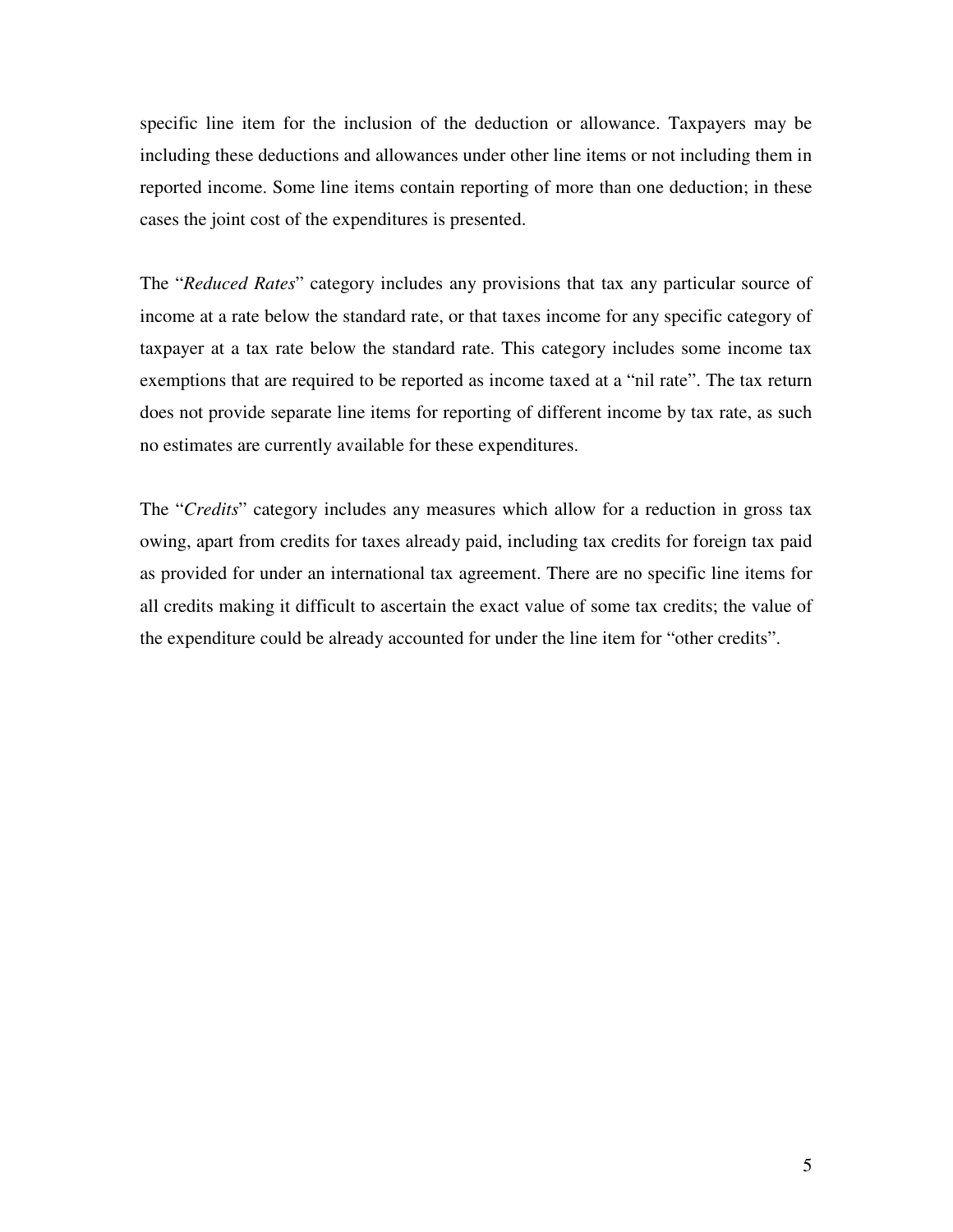specific line item for the inclusion of the deduction or allowance. Taxpayers may be including these deductions and allowances under other line items or not including them in reported income. Some line items contain reporting of more than one deduction; in these cases the joint cost of the expenditures is presented.

The "*Reduced Rates*" category includes any provisions that tax any particular source of income at a rate below the standard rate, or that taxes income for any specific category of taxpayer at a tax rate below the standard rate. This category includes some income tax exemptions that are required to be reported as income taxed at a "nil rate". The tax return does not provide separate line items for reporting of different income by tax rate, as such no estimates are currently available for these expenditures.

The "*Credits*" category includes any measures which allow for a reduction in gross tax owing, apart from credits for taxes already paid, including tax credits for foreign tax paid as provided for under an international tax agreement. There are no specific line items for all credits making it difficult to ascertain the exact value of some tax credits; the value of the expenditure could be already accounted for under the line item for "other credits".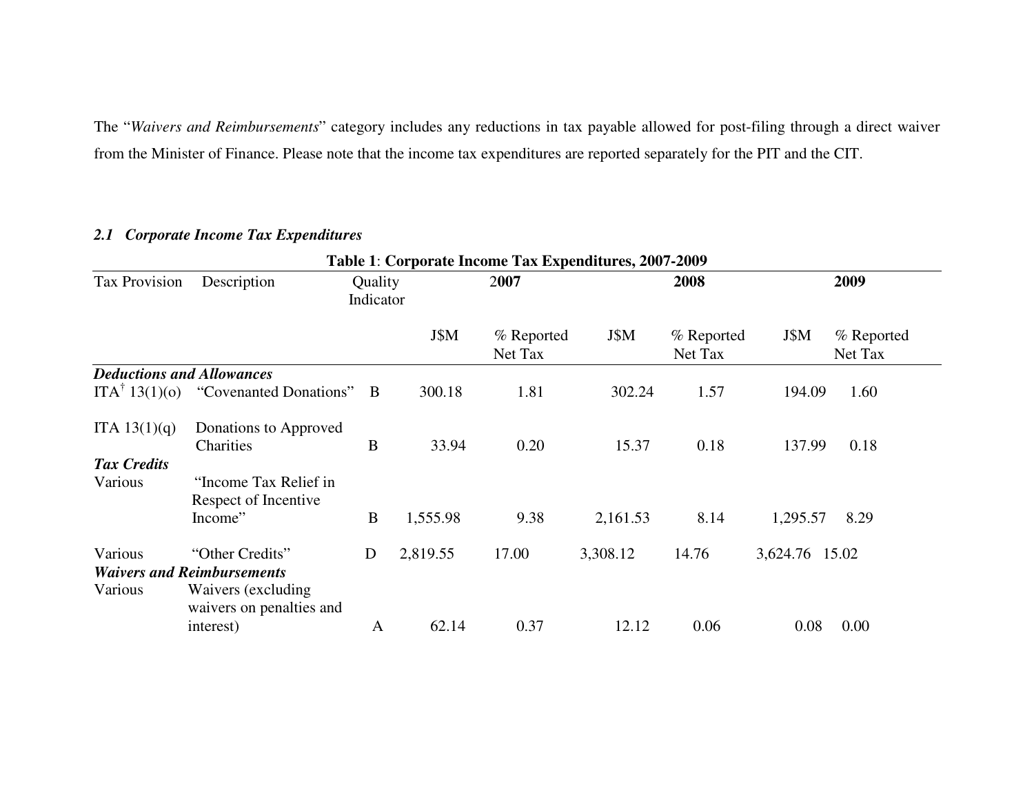The "*Waivers and Reimbursements*" category includes any reductions in tax payable allowed for post-filing through a direct waiver from the Minister of Finance. Please note that the income tax expenditures are reported separately for the PIT and the CIT.

### *2.1 Corporate Income Tax Expenditures*

**Table 1**: **Corporate Income Tax Expenditures, 2007-2009**

| Tax Provision | Description | Quality Indicator | **2007** | | **2008** | | **2009** | |
|---|---|---|---|---|---|---|---|---|
| | | | J$M | % Reported Net Tax | J$M | % Reported Net Tax | J$M | % Reported Net Tax |
| ***Deductions and Allowances*** | | | | | | | | |
| ITA[†] 13(1)(o) | "Covenanted Donations" | B | 300.18 | 1.81 | 302.24 | 1.57 | 194.09 | 1.60 |
| ITA 13(1)(q) | Donations to Approved Charities | B | 33.94 | 0.20 | 15.37 | 0.18 | 137.99 | 0.18 |
| ***Tax Credits*** | | | | | | | | |
| Various | "Income Tax Relief in Respect of Incentive Income" | B | 1,555.98 | 9.38 | 2,161.53 | 8.14 | 1,295.57 | 8.29 |
| Various | "Other Credits" | D | 2,819.55 | 17.00 | 3,308.12 | 14.76 | 3,624.76 | 15.02 |
| ***Waivers and Reimbursements*** | | | | | | | | |
| Various | Waivers (excluding waivers on penalties and interest) | A | 62.14 | 0.37 | 12.12 | 0.06 | 0.08 | 0.00 |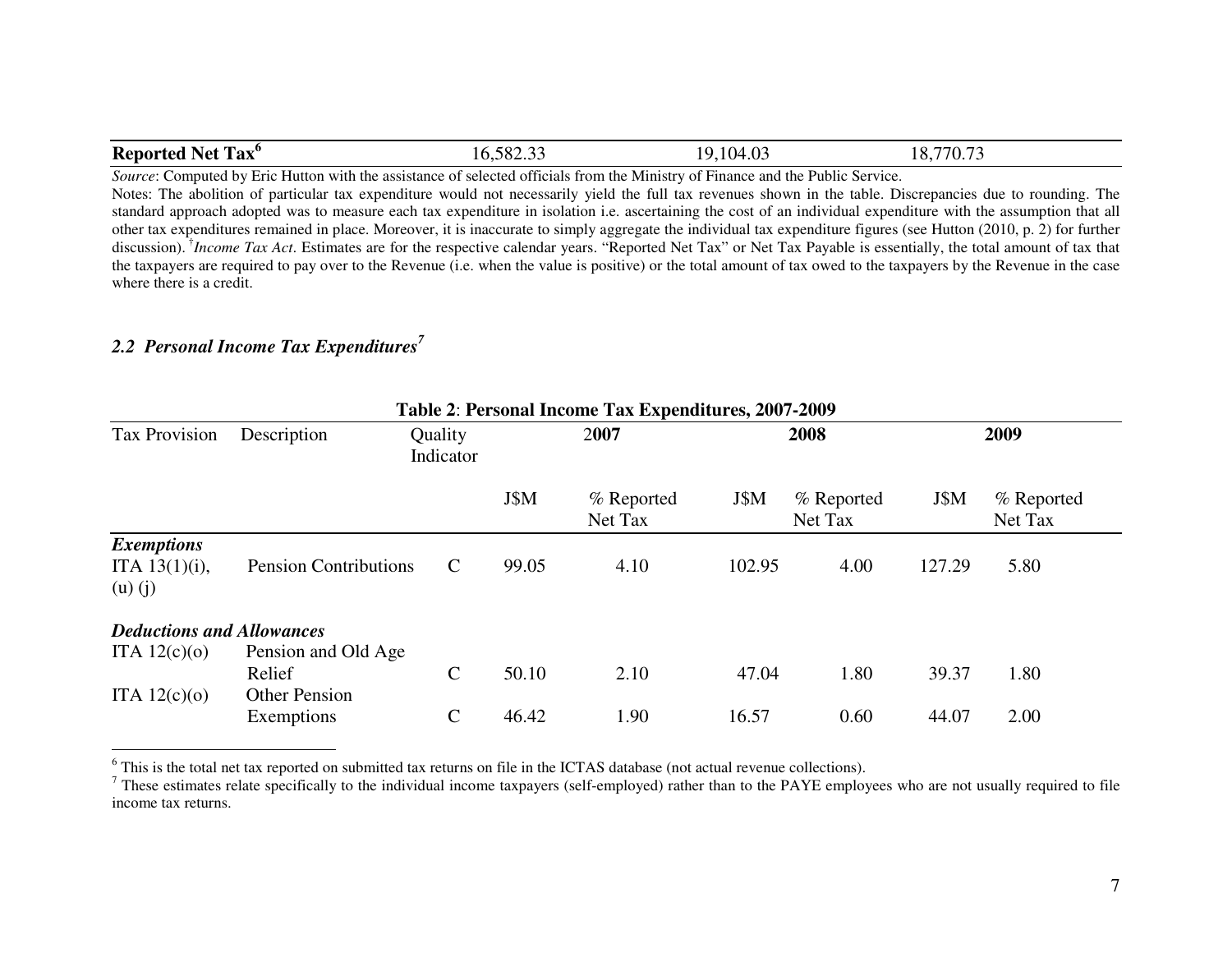| Reported Net Tax[6] | 16,582.33 | 19,104.03 | 18,770.73 |
|---|---|---|---|

*Source*: Computed by Eric Hutton with the assistance of selected officials from the Ministry of Finance and the Public Service.

Notes: The abolition of particular tax expenditure would not necessarily yield the full tax revenues shown in the table. Discrepancies due to rounding. The standard approach adopted was to measure each tax expenditure in isolation i.e. ascertaining the cost of an individual expenditure with the assumption that all other tax expenditures remained in place. Moreover, it is inaccurate to simply aggregate the individual tax expenditure figures (see Hutton (2010, p. 2) for further discussion). [†]*Income Tax Act*. Estimates are for the respective calendar years. "Reported Net Tax" or Net Tax Payable is essentially, the total amount of tax that the taxpayers are required to pay over to the Revenue (i.e. when the value is positive) or the total amount of tax owed to the taxpayers by the Revenue in the case where there is a credit.

### *2.2 Personal Income Tax Expenditures*[7]

**Table 2**: **Personal Income Tax Expenditures, 2007-2009**

| Tax Provision | Description | Quality Indicator | 2007 | | 2008 | | 2009 | |
|---|---|---|---|---|---|---|---|---|
| | | | J$M | % Reported Net Tax | J$M | % Reported Net Tax | J$M | % Reported Net Tax |
| ***Exemptions*** | | | | | | | | |
| ITA 13(1)(i), (u) (j) | Pension Contributions | C | 99.05 | 4.10 | 102.95 | 4.00 | 127.29 | 5.80 |
| ***Deductions and Allowances*** | | | | | | | | |
| ITA 12(c)(o) | Pension and Old Age Relief | C | 50.10 | 2.10 | 47.04 | 1.80 | 39.37 | 1.80 |
| ITA 12(c)(o) | Other Pension Exemptions | C | 46.42 | 1.90 | 16.57 | 0.60 | 44.07 | 2.00 |

[6] This is the total net tax reported on submitted tax returns on file in the ICTAS database (not actual revenue collections).

[7] These estimates relate specifically to the individual income taxpayers (self-employed) rather than to the PAYE employees who are not usually required to file income tax returns.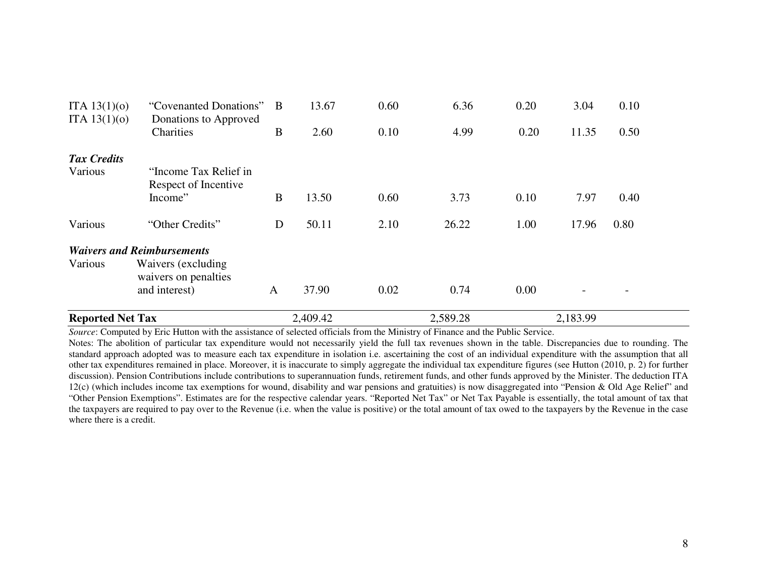| | | | | | | | | |
|---|---|---|---|---|---|---|---|---|
| ITA 13(1)(o) | "Covenanted Donations" | B | 13.67 | 0.60 | 6.36 | 0.20 | 3.04 | 0.10 |
| ITA 13(1)(o) | Donations to Approved Charities | B | 2.60 | 0.10 | 4.99 | 0.20 | 11.35 | 0.50 |
| ***Tax Credits*** | | | | | | | | |
| Various | "Income Tax Relief in Respect of Incentive Income" | B | 13.50 | 0.60 | 3.73 | 0.10 | 7.97 | 0.40 |
| Various | "Other Credits" | D | 50.11 | 2.10 | 26.22 | 1.00 | 17.96 | 0.80 |
| ***Waivers and Reimbursements*** | | | | | | | | |
| Various | Waivers (excluding waivers on penalties and interest) | A | 37.90 | 0.02 | 0.74 | 0.00 | - | - |
| **Reported Net Tax** | | | 2,409.42 | | 2,589.28 | | 2,183.99 | |

*Source*: Computed by Eric Hutton with the assistance of selected officials from the Ministry of Finance and the Public Service.

Notes: The abolition of particular tax expenditure would not necessarily yield the full tax revenues shown in the table. Discrepancies due to rounding. The standard approach adopted was to measure each tax expenditure in isolation i.e. ascertaining the cost of an individual expenditure with the assumption that all other tax expenditures remained in place. Moreover, it is inaccurate to simply aggregate the individual tax expenditure figures (see Hutton (2010, p. 2) for further discussion). Pension Contributions include contributions to superannuation funds, retirement funds, and other funds approved by the Minister. The deduction ITA 12(c) (which includes income tax exemptions for wound, disability and war pensions and gratuities) is now disaggregated into "Pension & Old Age Relief" and "Other Pension Exemptions". Estimates are for the respective calendar years. "Reported Net Tax" or Net Tax Payable is essentially, the total amount of tax that the taxpayers are required to pay over to the Revenue (i.e. when the value is positive) or the total amount of tax owed to the taxpayers by the Revenue in the case where there is a credit.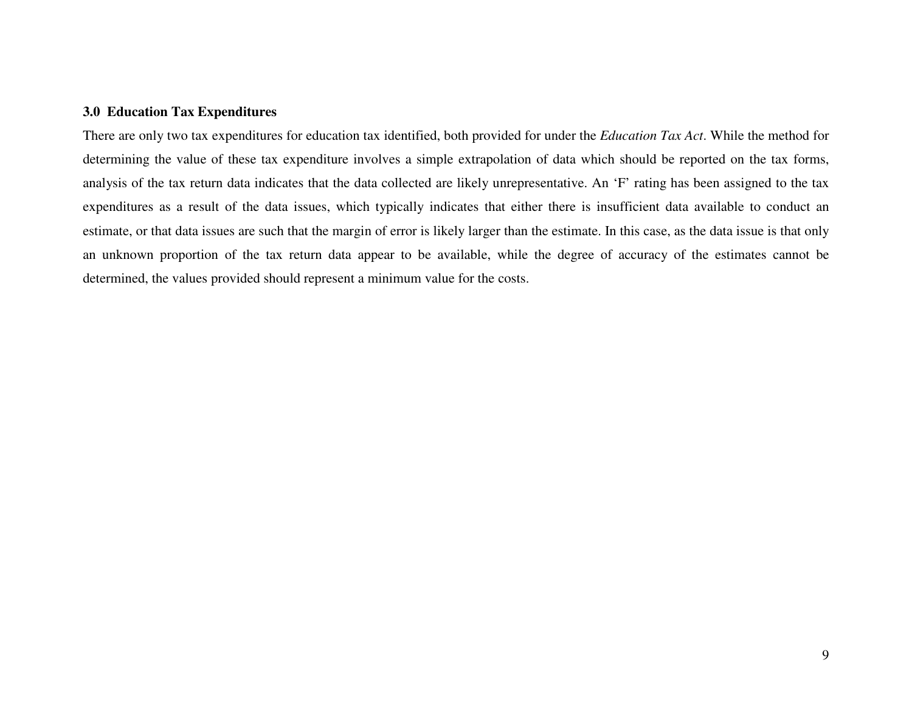## 3.0 Education Tax Expenditures

There are only two tax expenditures for education tax identified, both provided for under the *Education Tax Act*. While the method for determining the value of these tax expenditure involves a simple extrapolation of data which should be reported on the tax forms, analysis of the tax return data indicates that the data collected are likely unrepresentative. An 'F' rating has been assigned to the tax expenditures as a result of the data issues, which typically indicates that either there is insufficient data available to conduct an estimate, or that data issues are such that the margin of error is likely larger than the estimate. In this case, as the data issue is that only an unknown proportion of the tax return data appear to be available, while the degree of accuracy of the estimates cannot be determined, the values provided should represent a minimum value for the costs.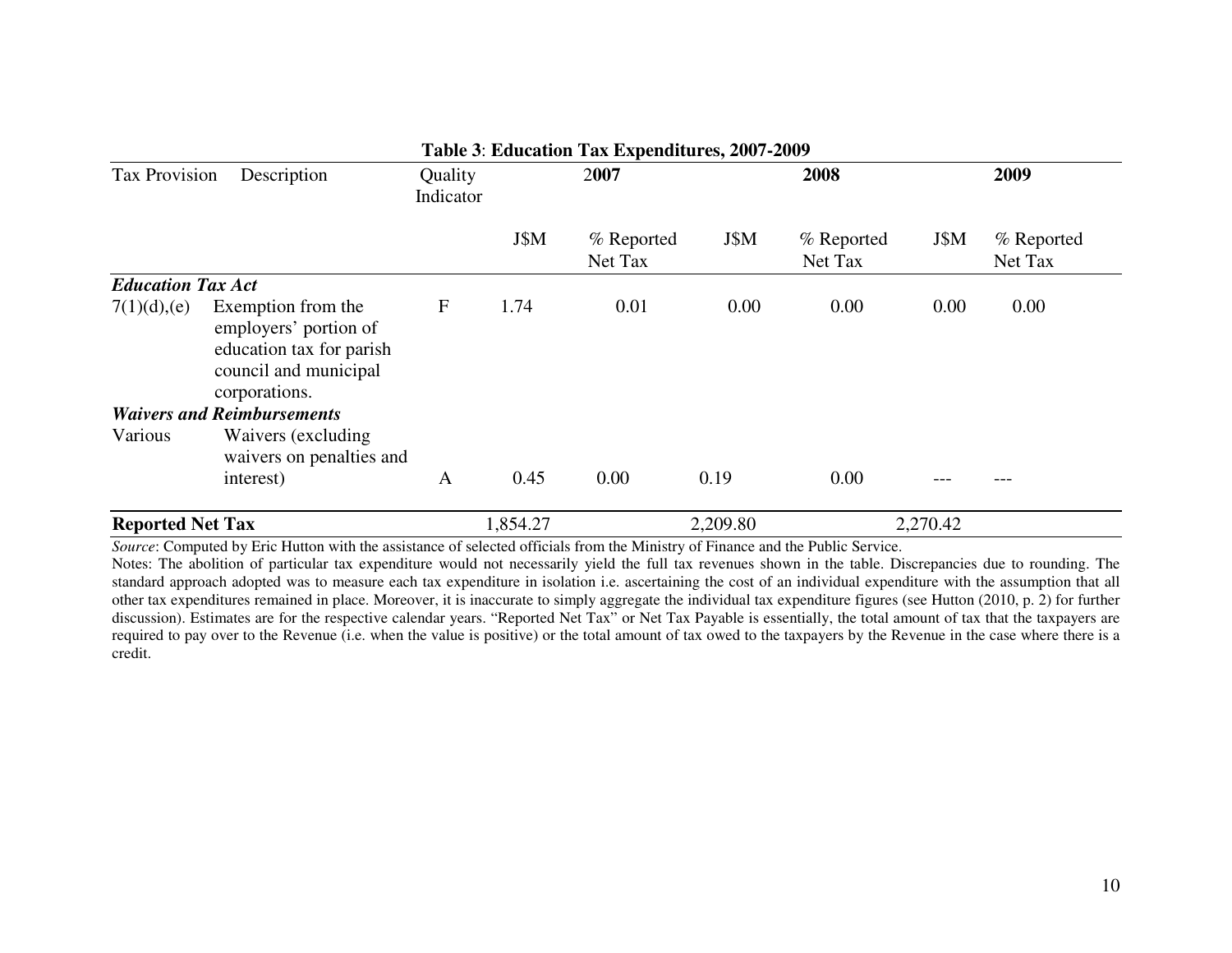**Table 3**: **Education Tax Expenditures, 2007-2009**

| Tax Provision | Description | Quality Indicator | 2007 | | 2008 | | 2009 | |
|---|---|---|---|---|---|---|---|---|
| | | | J$M | % Reported Net Tax | J$M | % Reported Net Tax | J$M | % Reported Net Tax |
| ***Education Tax Act*** | | | | | | | | |
| 7(1)(d),(e) | Exemption from the employers' portion of education tax for parish council and municipal corporations. | F | 1.74 | 0.01 | 0.00 | 0.00 | 0.00 | 0.00 |
| ***Waivers and Reimbursements*** | | | | | | | | |
| Various | Waivers (excluding waivers on penalties and interest) | A | 0.45 | 0.00 | 0.19 | 0.00 | --- | --- |
| **Reported Net Tax** | | | 1,854.27 | | 2,209.80 | | 2,270.42 | |

*Source*: Computed by Eric Hutton with the assistance of selected officials from the Ministry of Finance and the Public Service.

Notes: The abolition of particular tax expenditure would not necessarily yield the full tax revenues shown in the table. Discrepancies due to rounding. The standard approach adopted was to measure each tax expenditure in isolation i.e. ascertaining the cost of an individual expenditure with the assumption that all other tax expenditures remained in place. Moreover, it is inaccurate to simply aggregate the individual tax expenditure figures (see Hutton (2010, p. 2) for further discussion). Estimates are for the respective calendar years. "Reported Net Tax" or Net Tax Payable is essentially, the total amount of tax that the taxpayers are required to pay over to the Revenue (i.e. when the value is positive) or the total amount of tax owed to the taxpayers by the Revenue in the case where there is a credit.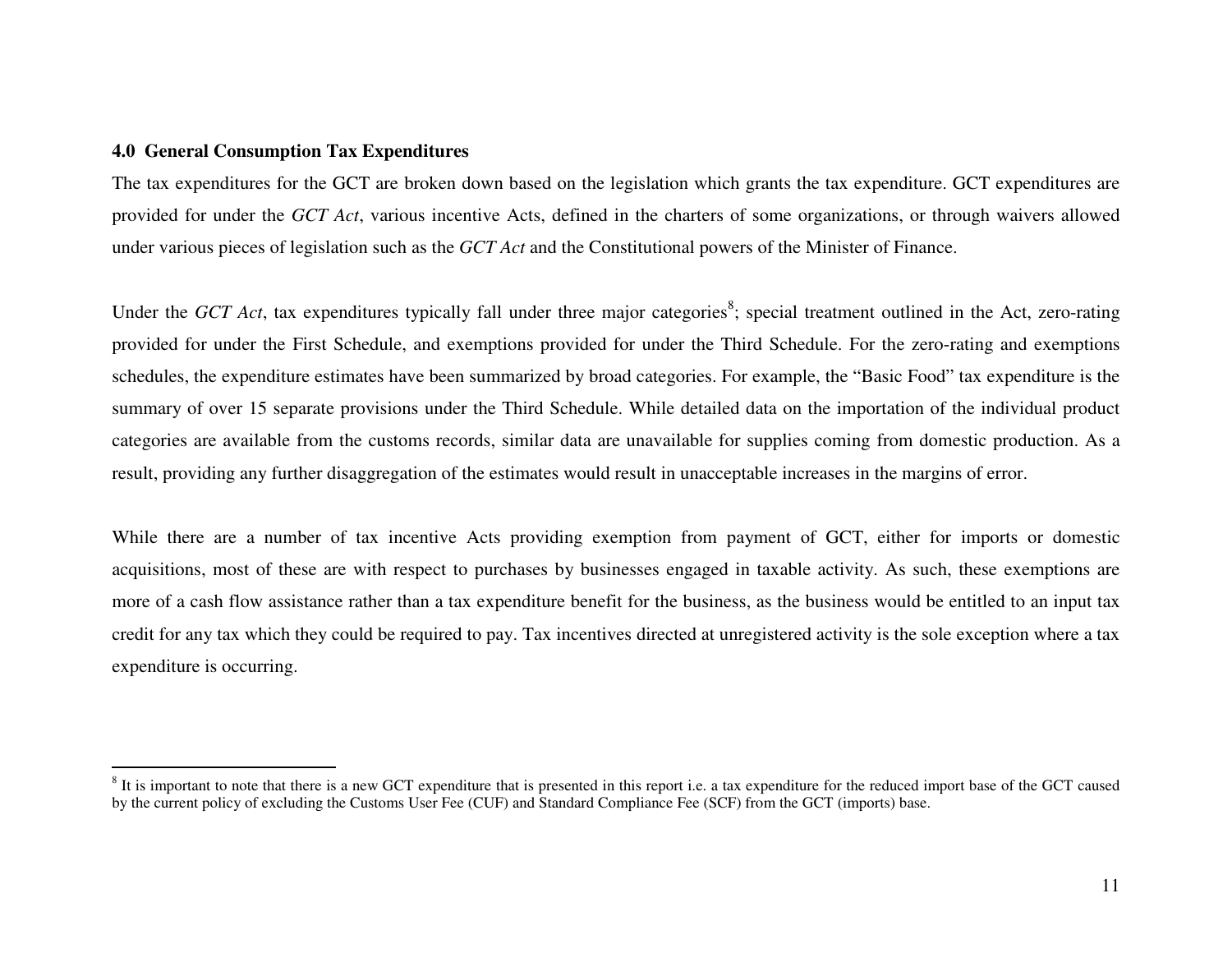## 4.0 General Consumption Tax Expenditures

The tax expenditures for the GCT are broken down based on the legislation which grants the tax expenditure. GCT expenditures are provided for under the *GCT Act*, various incentive Acts, defined in the charters of some organizations, or through waivers allowed under various pieces of legislation such as the *GCT Act* and the Constitutional powers of the Minister of Finance.

Under the *GCT Act*, tax expenditures typically fall under three major categories[8]; special treatment outlined in the Act, zero-rating provided for under the First Schedule, and exemptions provided for under the Third Schedule. For the zero-rating and exemptions schedules, the expenditure estimates have been summarized by broad categories. For example, the "Basic Food" tax expenditure is the summary of over 15 separate provisions under the Third Schedule. While detailed data on the importation of the individual product categories are available from the customs records, similar data are unavailable for supplies coming from domestic production. As a result, providing any further disaggregation of the estimates would result in unacceptable increases in the margins of error.

While there are a number of tax incentive Acts providing exemption from payment of GCT, either for imports or domestic acquisitions, most of these are with respect to purchases by businesses engaged in taxable activity. As such, these exemptions are more of a cash flow assistance rather than a tax expenditure benefit for the business, as the business would be entitled to an input tax credit for any tax which they could be required to pay. Tax incentives directed at unregistered activity is the sole exception where a tax expenditure is occurring.

---

[8] It is important to note that there is a new GCT expenditure that is presented in this report i.e. a tax expenditure for the reduced import base of the GCT caused by the current policy of excluding the Customs User Fee (CUF) and Standard Compliance Fee (SCF) from the GCT (imports) base.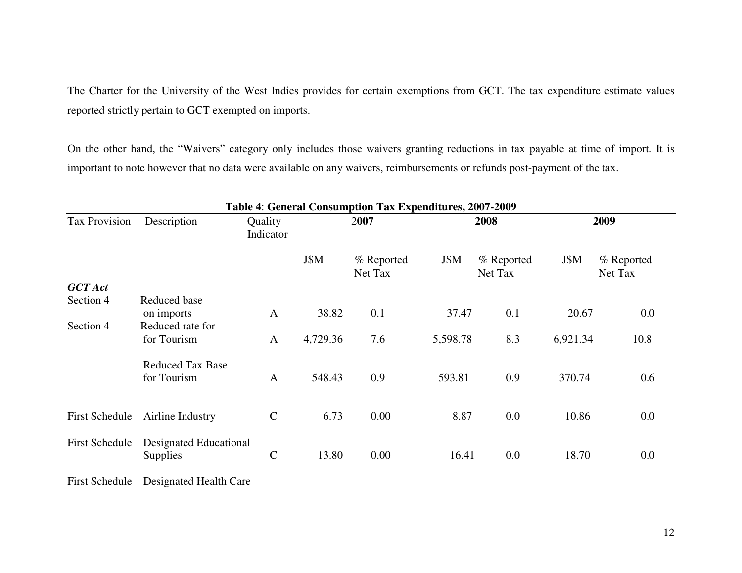The Charter for the University of the West Indies provides for certain exemptions from GCT. The tax expenditure estimate values reported strictly pertain to GCT exempted on imports.

On the other hand, the "Waivers" category only includes those waivers granting reductions in tax payable at time of import. It is important to note however that no data were available on any waivers, reimbursements or refunds post-payment of the tax.

**Table 4**: **General Consumption Tax Expenditures, 2007-2009**

| Tax Provision | Description | Quality Indicator | 2007 | | 2008 | | 2009 | |
|---|---|---|---|---|---|---|---|---|
| | | | J$M | % Reported Net Tax | J$M | % Reported Net Tax | J$M | % Reported Net Tax |
| ***GCT Act*** | | | | | | | | |
| Section 4 | Reduced base on imports | A | 38.82 | 0.1 | 37.47 | 0.1 | 20.67 | 0.0 |
| Section 4 | Reduced rate for for Tourism | A | 4,729.36 | 7.6 | 5,598.78 | 8.3 | 6,921.34 | 10.8 |
| | Reduced Tax Base for Tourism | A | 548.43 | 0.9 | 593.81 | 0.9 | 370.74 | 0.6 |
| First Schedule | Airline Industry | C | 6.73 | 0.00 | 8.87 | 0.0 | 10.86 | 0.0 |
| First Schedule | Designated Educational Supplies | C | 13.80 | 0.00 | 16.41 | 0.0 | 18.70 | 0.0 |
| First Schedule | Designated Health Care | | | | | | | |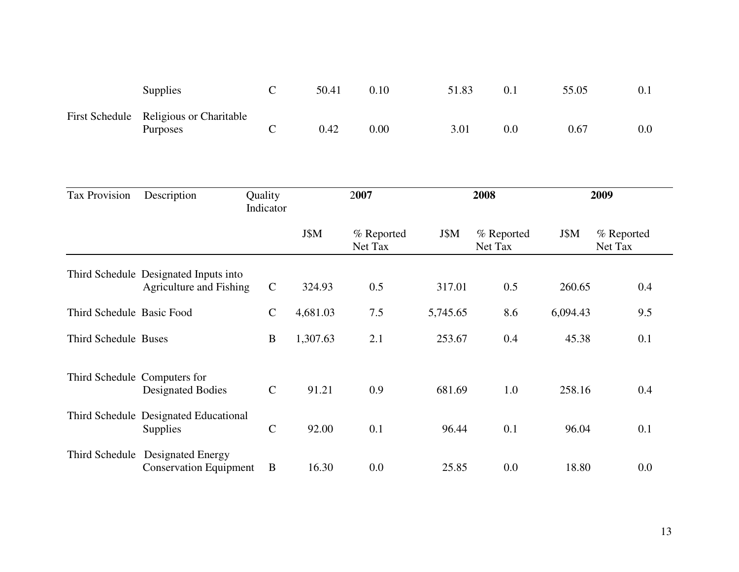| | Supplies | C | 50.41 | 0.10 | 51.83 | 0.1 | 55.05 | 0.1 |
|---|---|---|---|---|---|---|---|---|
| First Schedule | Religious or Charitable Purposes | C | 0.42 | 0.00 | 3.01 | 0.0 | 0.67 | 0.0 |

| Tax Provision | Description | Quality Indicator | 2007 | | 2008 | | 2009 | |
|---|---|---|---|---|---|---|---|---|
| | | | J$M | % Reported Net Tax | J$M | % Reported Net Tax | J$M | % Reported Net Tax |
| Third Schedule | Designated Inputs into Agriculture and Fishing | C | 324.93 | 0.5 | 317.01 | 0.5 | 260.65 | 0.4 |
| Third Schedule | Basic Food | C | 4,681.03 | 7.5 | 5,745.65 | 8.6 | 6,094.43 | 9.5 |
| Third Schedule | Buses | B | 1,307.63 | 2.1 | 253.67 | 0.4 | 45.38 | 0.1 |
| Third Schedule | Computers for Designated Bodies | C | 91.21 | 0.9 | 681.69 | 1.0 | 258.16 | 0.4 |
| Third Schedule | Designated Educational Supplies | C | 92.00 | 0.1 | 96.44 | 0.1 | 96.04 | 0.1 |
| Third Schedule | Designated Energy Conservation Equipment | B | 16.30 | 0.0 | 25.85 | 0.0 | 18.80 | 0.0 |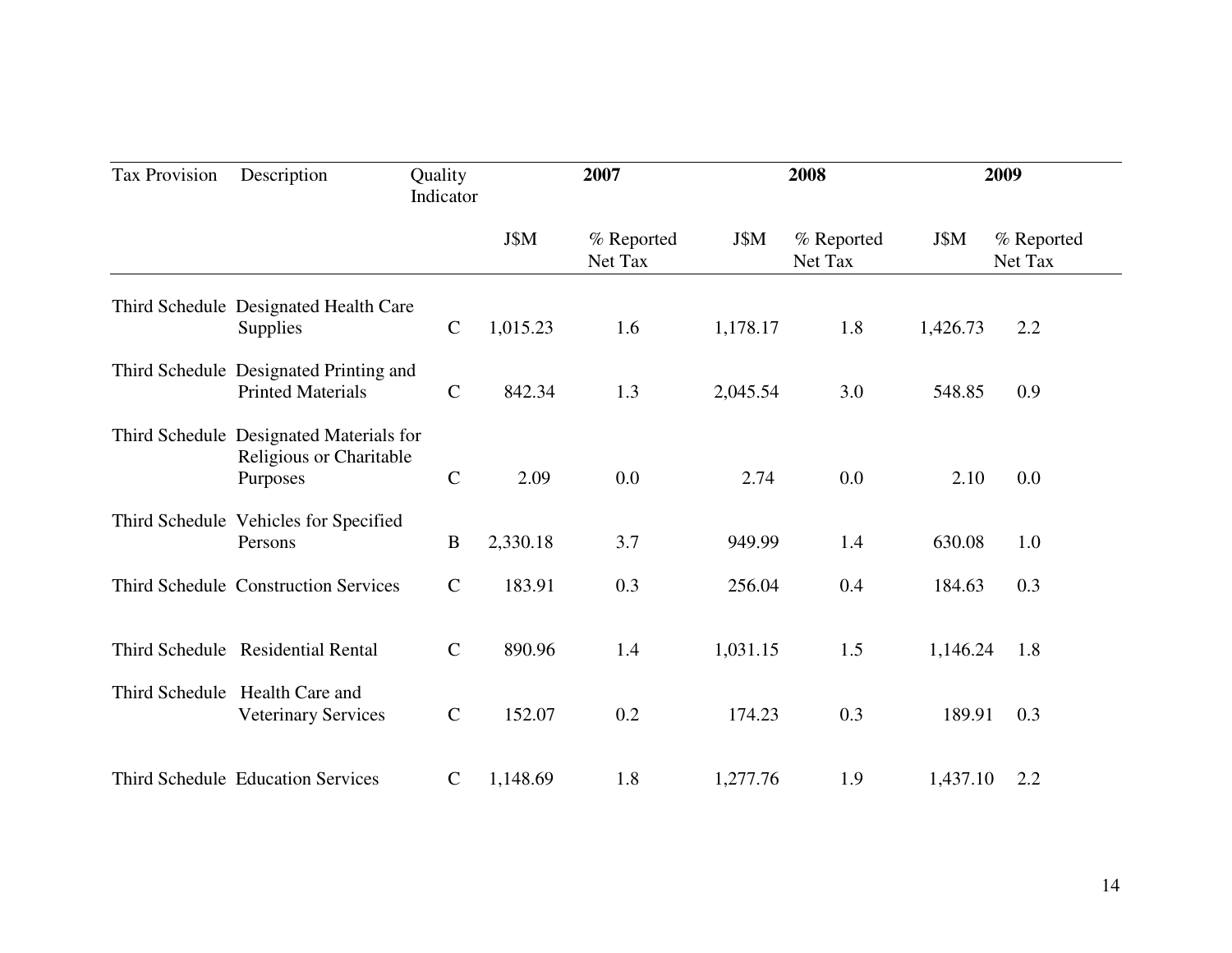| Tax Provision | Description | Quality Indicator | 2007 | | 2008 | | 2009 | |
|---|---|---|---|---|---|---|---|---|
| | | | J$M | % Reported Net Tax | J$M | % Reported Net Tax | J$M | % Reported Net Tax |
| Third Schedule | Designated Health Care Supplies | C | 1,015.23 | 1.6 | 1,178.17 | 1.8 | 1,426.73 | 2.2 |
| Third Schedule | Designated Printing and Printed Materials | C | 842.34 | 1.3 | 2,045.54 | 3.0 | 548.85 | 0.9 |
| Third Schedule | Designated Materials for Religious or Charitable Purposes | C | 2.09 | 0.0 | 2.74 | 0.0 | 2.10 | 0.0 |
| Third Schedule | Vehicles for Specified Persons | B | 2,330.18 | 3.7 | 949.99 | 1.4 | 630.08 | 1.0 |
| Third Schedule | Construction Services | C | 183.91 | 0.3 | 256.04 | 0.4 | 184.63 | 0.3 |
| Third Schedule | Residential Rental | C | 890.96 | 1.4 | 1,031.15 | 1.5 | 1,146.24 | 1.8 |
| Third Schedule | Health Care and Veterinary Services | C | 152.07 | 0.2 | 174.23 | 0.3 | 189.91 | 0.3 |
| Third Schedule | Education Services | C | 1,148.69 | 1.8 | 1,277.76 | 1.9 | 1,437.10 | 2.2 |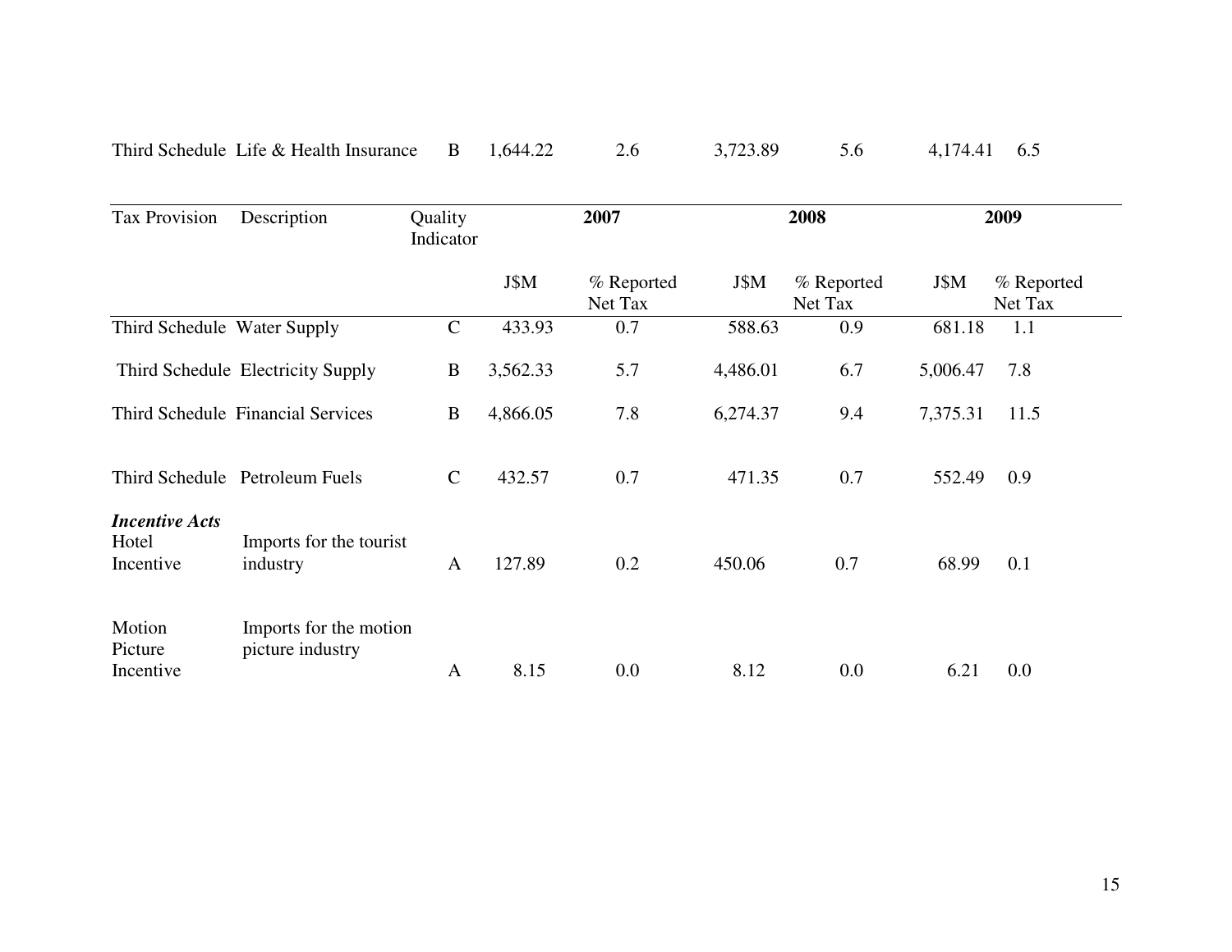| Tax Provision | Description | Quality Indicator | 2007 | | 2008 | | 2009 | |
|---|---|---|---|---|---|---|---|---|
| Third Schedule | Life & Health Insurance | B | 1,644.22 | 2.6 | 3,723.89 | 5.6 | 4,174.41 | 6.5 |
| | | | J$M | % Reported Net Tax | J$M | % Reported Net Tax | J$M | % Reported Net Tax |
| Third Schedule | Water Supply | C | 433.93 | 0.7 | 588.63 | 0.9 | 681.18 | 1.1 |
| Third Schedule | Electricity Supply | B | 3,562.33 | 5.7 | 4,486.01 | 6.7 | 5,006.47 | 7.8 |
| Third Schedule | Financial Services | B | 4,866.05 | 7.8 | 6,274.37 | 9.4 | 7,375.31 | 11.5 |
| Third Schedule | Petroleum Fuels | C | 432.57 | 0.7 | 471.35 | 0.7 | 552.49 | 0.9 |
| ***Incentive Acts*** | | | | | | | | |
| Hotel Incentive | Imports for the tourist industry | A | 127.89 | 0.2 | 450.06 | 0.7 | 68.99 | 0.1 |
| Motion Picture Incentive | Imports for the motion picture industry | A | 8.15 | 0.0 | 8.12 | 0.0 | 6.21 | 0.0 |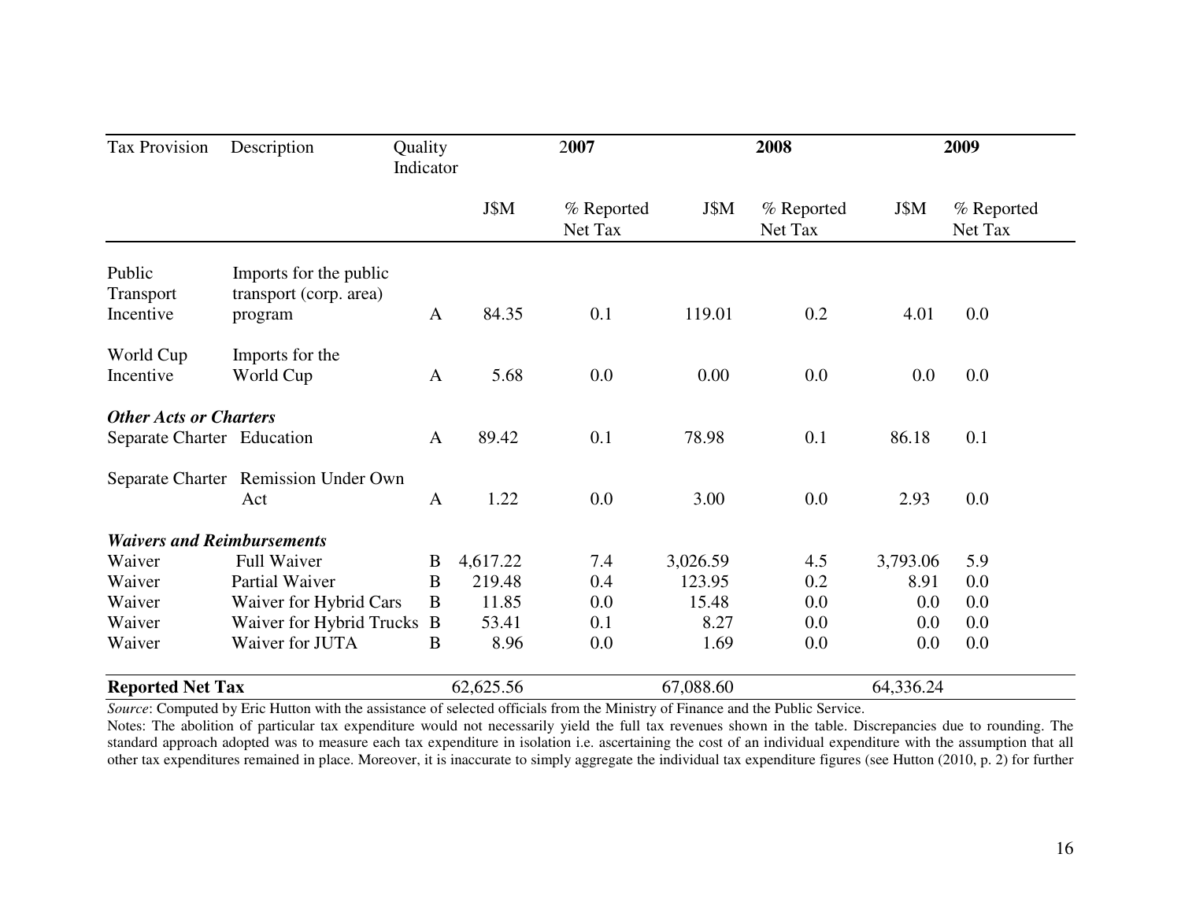| Tax Provision | Description | Quality Indicator | 2007 | | 2008 | | 2009 | |
|---|---|---|---|---|---|---|---|---|
| | | | J$M | % Reported Net Tax | J$M | % Reported Net Tax | J$M | % Reported Net Tax |
| Public Transport Incentive | Imports for the public transport (corp. area) program | A | 84.35 | 0.1 | 119.01 | 0.2 | 4.01 | 0.0 |
| World Cup Incentive | Imports for the World Cup | A | 5.68 | 0.0 | 0.00 | 0.0 | 0.0 | 0.0 |
| ***Other Acts or Charters*** | | | | | | | | |
| Separate Charter | Education | A | 89.42 | 0.1 | 78.98 | 0.1 | 86.18 | 0.1 |
| Separate Charter | Remission Under Own Act | A | 1.22 | 0.0 | 3.00 | 0.0 | 2.93 | 0.0 |
| ***Waivers and Reimbursements*** | | | | | | | | |
| Waiver | Full Waiver | B | 4,617.22 | 7.4 | 3,026.59 | 4.5 | 3,793.06 | 5.9 |
| Waiver | Partial Waiver | B | 219.48 | 0.4 | 123.95 | 0.2 | 8.91 | 0.0 |
| Waiver | Waiver for Hybrid Cars | B | 11.85 | 0.0 | 15.48 | 0.0 | 0.0 | 0.0 |
| Waiver | Waiver for Hybrid Trucks | B | 53.41 | 0.1 | 8.27 | 0.0 | 0.0 | 0.0 |
| Waiver | Waiver for JUTA | B | 8.96 | 0.0 | 1.69 | 0.0 | 0.0 | 0.0 |
| **Reported Net Tax** | | | 62,625.56 | | 67,088.60 | | 64,336.24 | |

*Source*: Computed by Eric Hutton with the assistance of selected officials from the Ministry of Finance and the Public Service.

Notes: The abolition of particular tax expenditure would not necessarily yield the full tax revenues shown in the table. Discrepancies due to rounding. The standard approach adopted was to measure each tax expenditure in isolation i.e. ascertaining the cost of an individual expenditure with the assumption that all other tax expenditures remained in place. Moreover, it is inaccurate to simply aggregate the individual tax expenditure figures (see Hutton (2010, p. 2) for further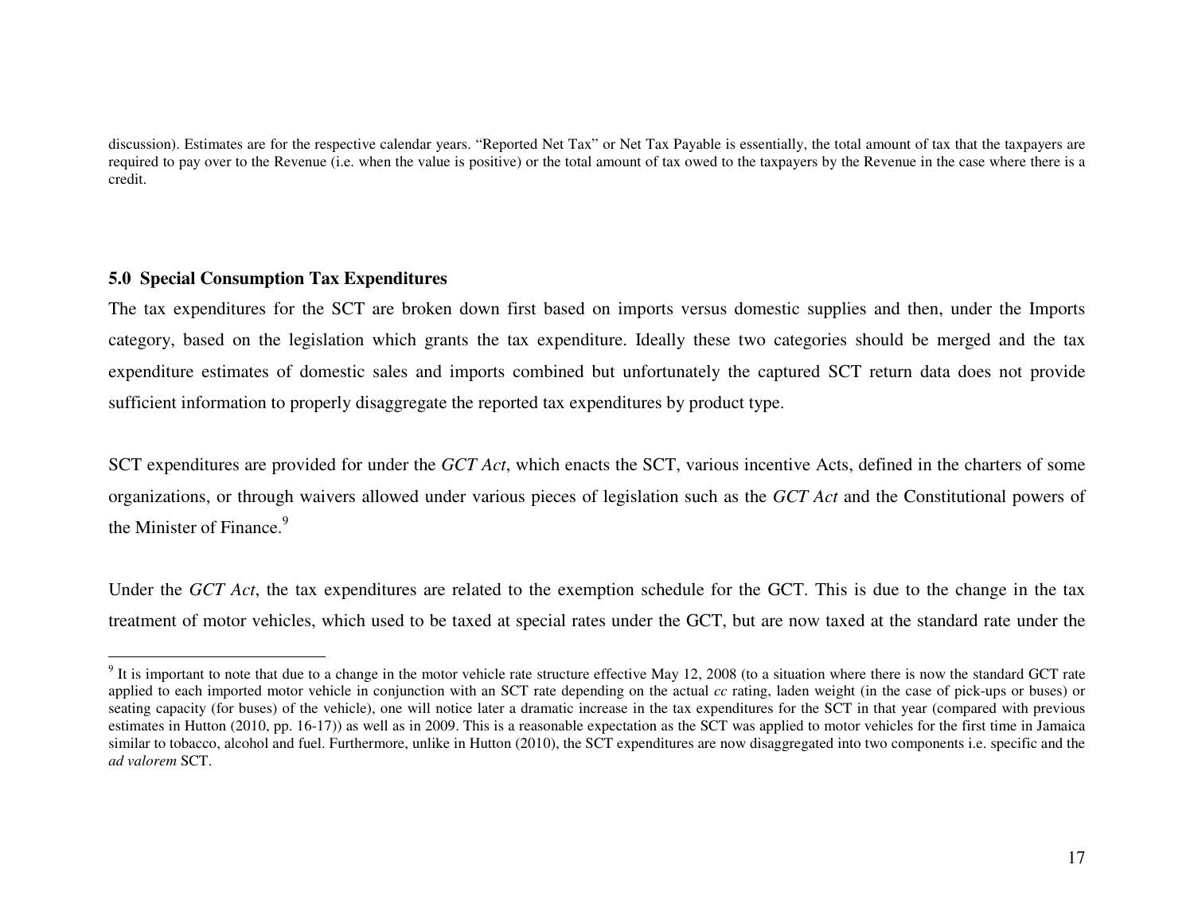discussion). Estimates are for the respective calendar years. "Reported Net Tax" or Net Tax Payable is essentially, the total amount of tax that the taxpayers are required to pay over to the Revenue (i.e. when the value is positive) or the total amount of tax owed to the taxpayers by the Revenue in the case where there is a credit.

## 5.0 Special Consumption Tax Expenditures

The tax expenditures for the SCT are broken down first based on imports versus domestic supplies and then, under the Imports category, based on the legislation which grants the tax expenditure. Ideally these two categories should be merged and the tax expenditure estimates of domestic sales and imports combined but unfortunately the captured SCT return data does not provide sufficient information to properly disaggregate the reported tax expenditures by product type.

SCT expenditures are provided for under the *GCT Act*, which enacts the SCT, various incentive Acts, defined in the charters of some organizations, or through waivers allowed under various pieces of legislation such as the *GCT Act* and the Constitutional powers of the Minister of Finance.[9]

Under the *GCT Act*, the tax expenditures are related to the exemption schedule for the GCT. This is due to the change in the tax treatment of motor vehicles, which used to be taxed at special rates under the GCT, but are now taxed at the standard rate under the

---

[9] It is important to note that due to a change in the motor vehicle rate structure effective May 12, 2008 (to a situation where there is now the standard GCT rate applied to each imported motor vehicle in conjunction with an SCT rate depending on the actual *cc* rating, laden weight (in the case of pick-ups or buses) or seating capacity (for buses) of the vehicle), one will notice later a dramatic increase in the tax expenditures for the SCT in that year (compared with previous estimates in Hutton (2010, pp. 16-17)) as well as in 2009. This is a reasonable expectation as the SCT was applied to motor vehicles for the first time in Jamaica similar to tobacco, alcohol and fuel. Furthermore, unlike in Hutton (2010), the SCT expenditures are now disaggregated into two components i.e. specific and the *ad valorem* SCT.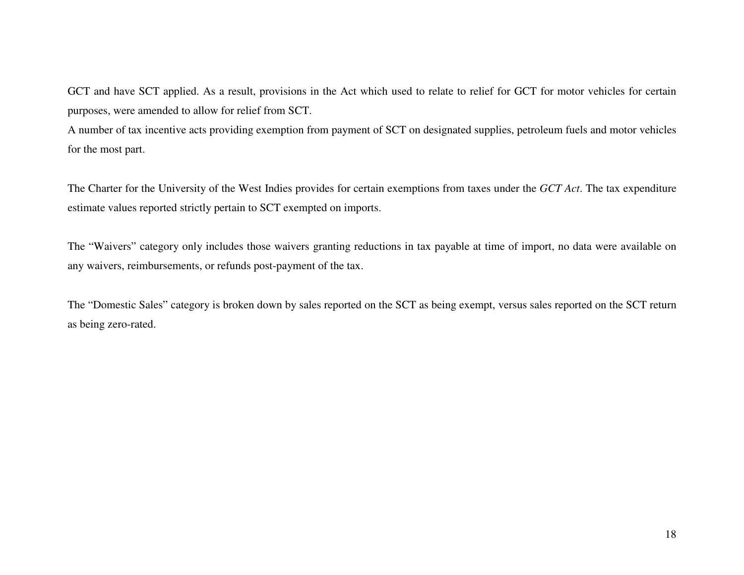GCT and have SCT applied. As a result, provisions in the Act which used to relate to relief for GCT for motor vehicles for certain purposes, were amended to allow for relief from SCT.
A number of tax incentive acts providing exemption from payment of SCT on designated supplies, petroleum fuels and motor vehicles for the most part.

The Charter for the University of the West Indies provides for certain exemptions from taxes under the *GCT Act*. The tax expenditure estimate values reported strictly pertain to SCT exempted on imports.

The "Waivers" category only includes those waivers granting reductions in tax payable at time of import, no data were available on any waivers, reimbursements, or refunds post-payment of the tax.

The "Domestic Sales" category is broken down by sales reported on the SCT as being exempt, versus sales reported on the SCT return as being zero-rated.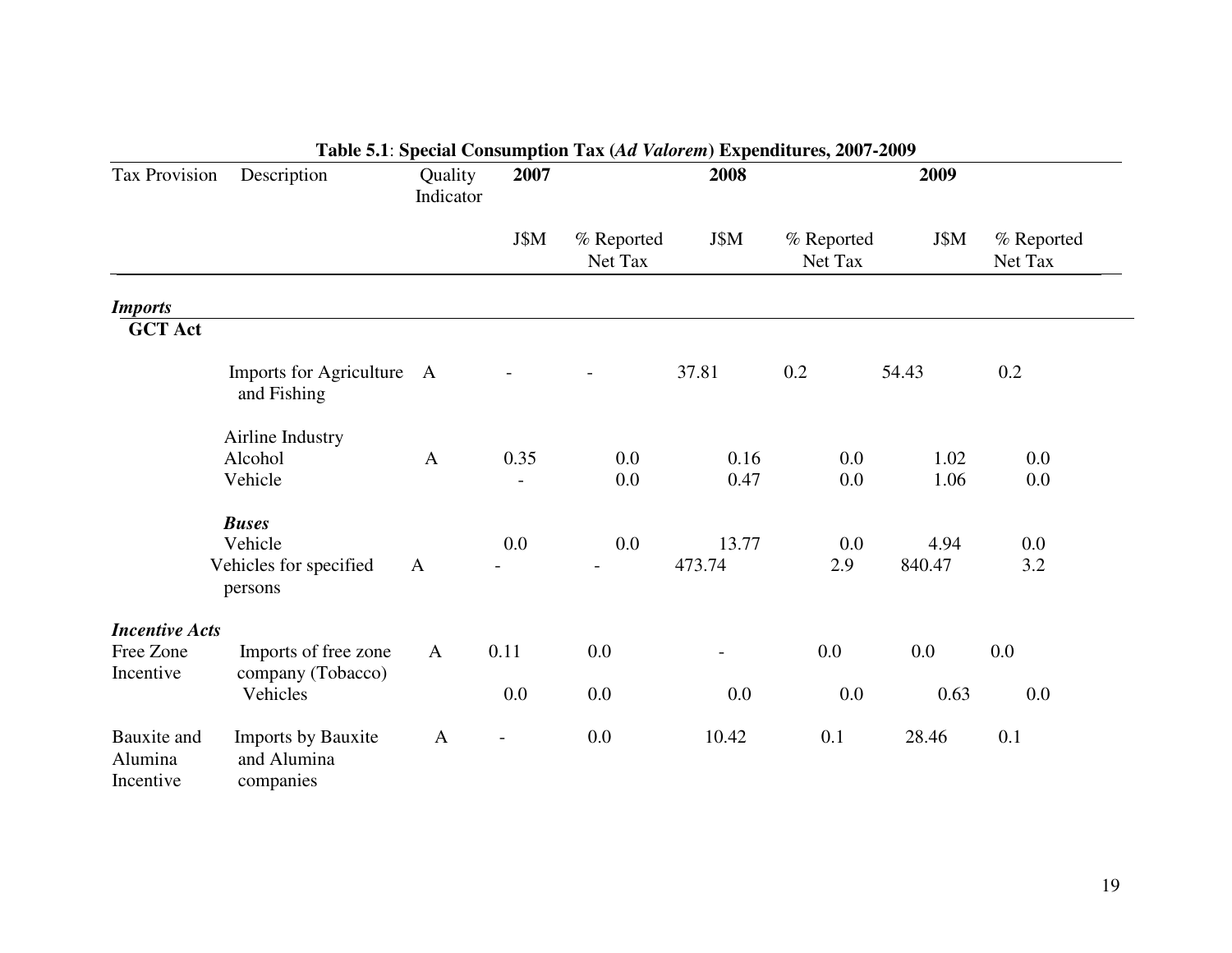**Table 5.1**: **Special Consumption Tax (*Ad Valorem*) Expenditures, 2007-2009**

| Tax Provision | Description | Quality Indicator | 2007 | | 2008 | | 2009 | |
|---|---|---|---|---|---|---|---|---|
| | | | J$M | % Reported Net Tax | J$M | % Reported Net Tax | J$M | % Reported Net Tax |
| ***Imports*** | | | | | | | | |
| **GCT Act** | | | | | | | | |
| | Imports for Agriculture and Fishing | A | - | - | 37.81 | 0.2 | 54.43 | 0.2 |
| | Airline Industry | | | | | | | |
| | Alcohol | A | 0.35 | 0.0 | 0.16 | 0.0 | 1.02 | 0.0 |
| | Vehicle | | - | 0.0 | 0.47 | 0.0 | 1.06 | 0.0 |
| | ***Buses*** | | | | | | | |
| | Vehicle | | 0.0 | 0.0 | 13.77 | 0.0 | 4.94 | 0.0 |
| | Vehicles for specified persons | A | - | - | 473.74 | 2.9 | 840.47 | 3.2 |
| ***Incentive Acts*** | | | | | | | | |
| Free Zone Incentive | Imports of free zone company (Tobacco) | A | 0.11 | 0.0 | - | 0.0 | 0.0 | 0.0 |
| | Vehicles | | 0.0 | 0.0 | 0.0 | 0.0 | 0.63 | 0.0 |
| Bauxite and Alumina Incentive | Imports by Bauxite and Alumina companies | A | - | 0.0 | 10.42 | 0.1 | 28.46 | 0.1 |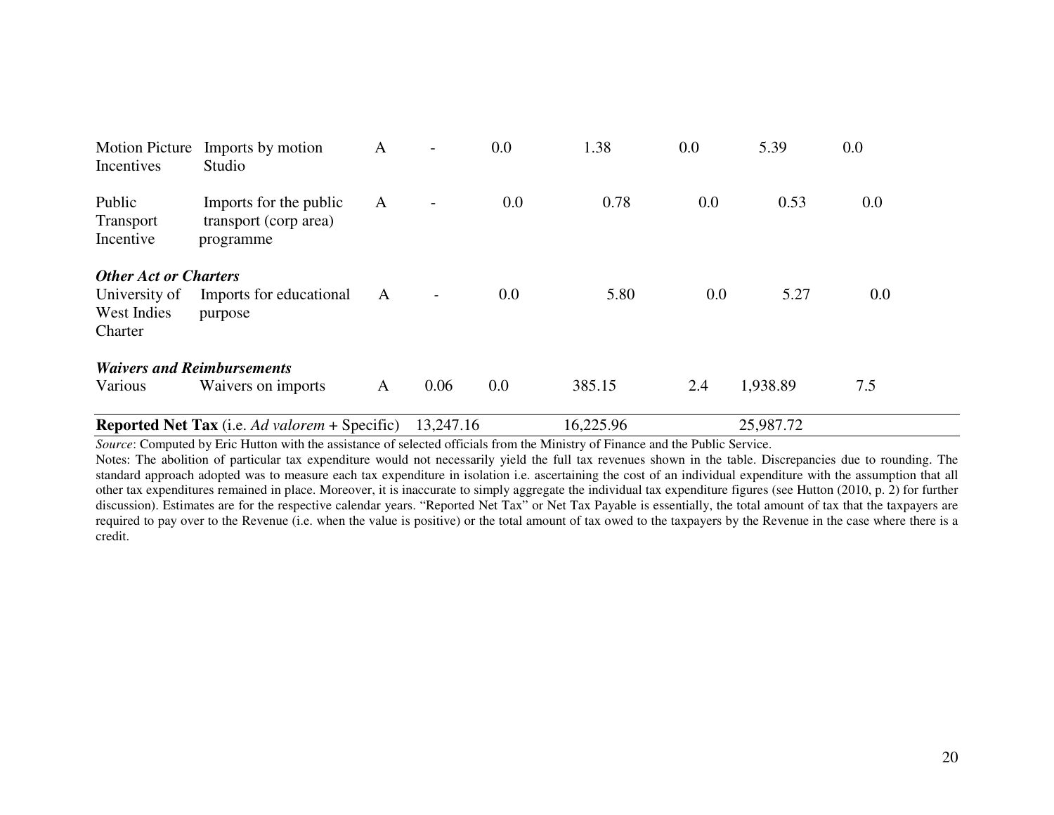| | | | | | | | | |
|---|---|---|---|---|---|---|---|---|
| Motion Picture Incentives | Imports by motion Studio | A | - | 0.0 | 1.38 | 0.0 | 5.39 | 0.0 |
| Public Transport Incentive | Imports for the public transport (corp area) programme | A | - | 0.0 | 0.78 | 0.0 | 0.53 | 0.0 |
| ***Other Act or Charters*** | | | | | | | | |
| University of West Indies Charter | Imports for educational purpose | A | - | 0.0 | 5.80 | 0.0 | 5.27 | 0.0 |
| ***Waivers and Reimbursements*** | | | | | | | | |
| Various | Waivers on imports | A | 0.06 | 0.0 | 385.15 | 2.4 | 1,938.89 | 7.5 |
| **Reported Net Tax** (i.e. *Ad valorem* + Specific) | | | 13,247.16 | | 16,225.96 | | 25,987.72 | |

*Source*: Computed by Eric Hutton with the assistance of selected officials from the Ministry of Finance and the Public Service.

Notes: The abolition of particular tax expenditure would not necessarily yield the full tax revenues shown in the table. Discrepancies due to rounding. The standard approach adopted was to measure each tax expenditure in isolation i.e. ascertaining the cost of an individual expenditure with the assumption that all other tax expenditures remained in place. Moreover, it is inaccurate to simply aggregate the individual tax expenditure figures (see Hutton (2010, p. 2) for further discussion). Estimates are for the respective calendar years. "Reported Net Tax" or Net Tax Payable is essentially, the total amount of tax that the taxpayers are required to pay over to the Revenue (i.e. when the value is positive) or the total amount of tax owed to the taxpayers by the Revenue in the case where there is a credit.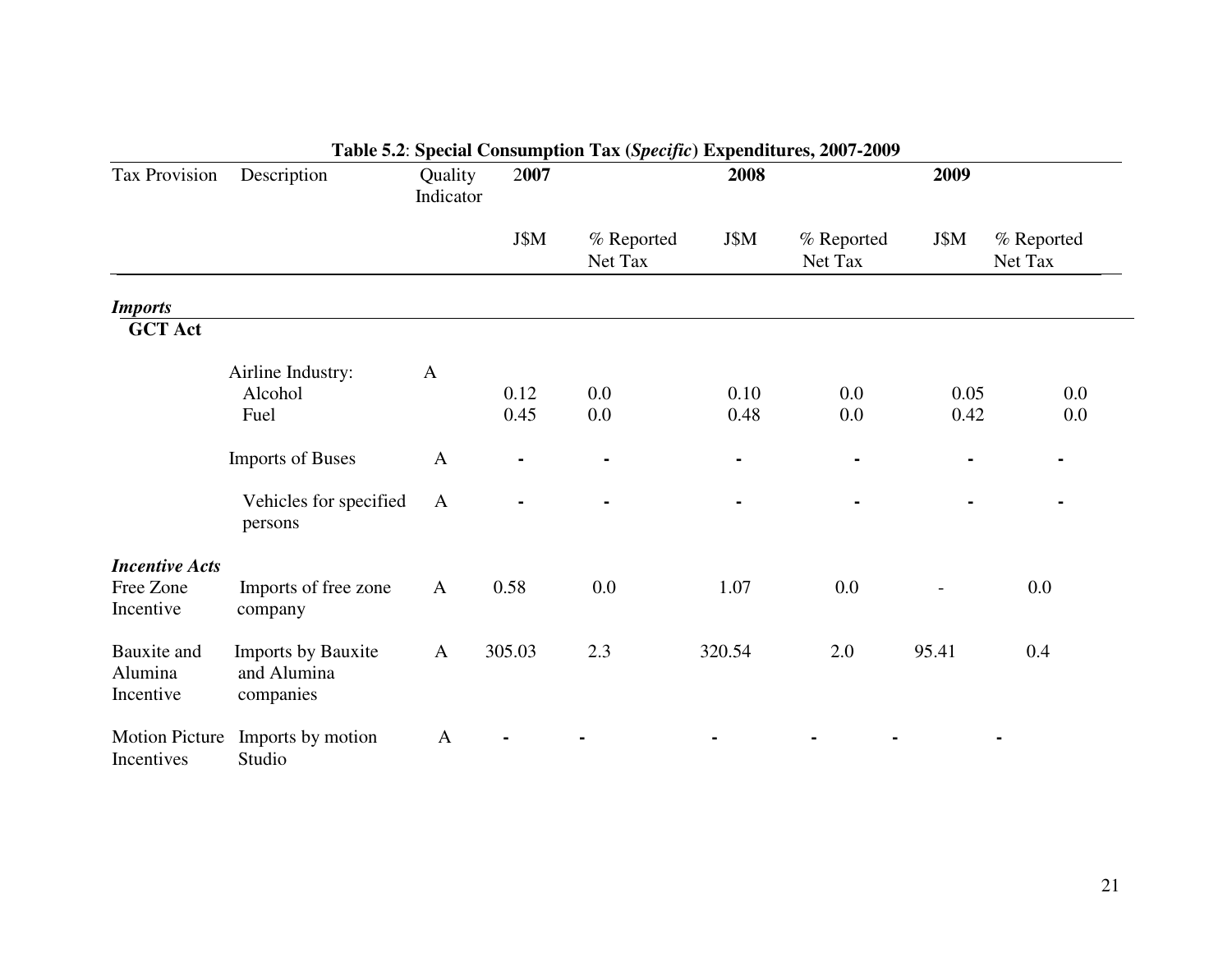**Table 5.2**: **Special Consumption Tax (*Specific*) Expenditures, 2007-2009**

| Tax Provision | Description | Quality Indicator | 2007 | | 2008 | | 2009 | |
|---|---|---|---|---|---|---|---|---|
| | | | J$M | % Reported Net Tax | J$M | % Reported Net Tax | J$M | % Reported Net Tax |
| ***Imports*** | | | | | | | | |
| **GCT Act** | | | | | | | | |
| | Airline Industry: | A | | | | | | |
| | Alcohol | | 0.12 | 0.0 | 0.10 | 0.0 | 0.05 | 0.0 |
| | Fuel | | 0.45 | 0.0 | 0.48 | 0.0 | 0.42 | 0.0 |
| | Imports of Buses | A | - | - | - | - | - | - |
| | Vehicles for specified persons | A | - | - | - | - | - | - |
| ***Incentive Acts*** | | | | | | | | |
| Free Zone Incentive | Imports of free zone company | A | 0.58 | 0.0 | 1.07 | 0.0 | - | 0.0 |
| Bauxite and Alumina Incentive | Imports by Bauxite and Alumina companies | A | 305.03 | 2.3 | 320.54 | 2.0 | 95.41 | 0.4 |
| Motion Picture Incentives | Imports by motion Studio | A | - | - | - | - | - | - |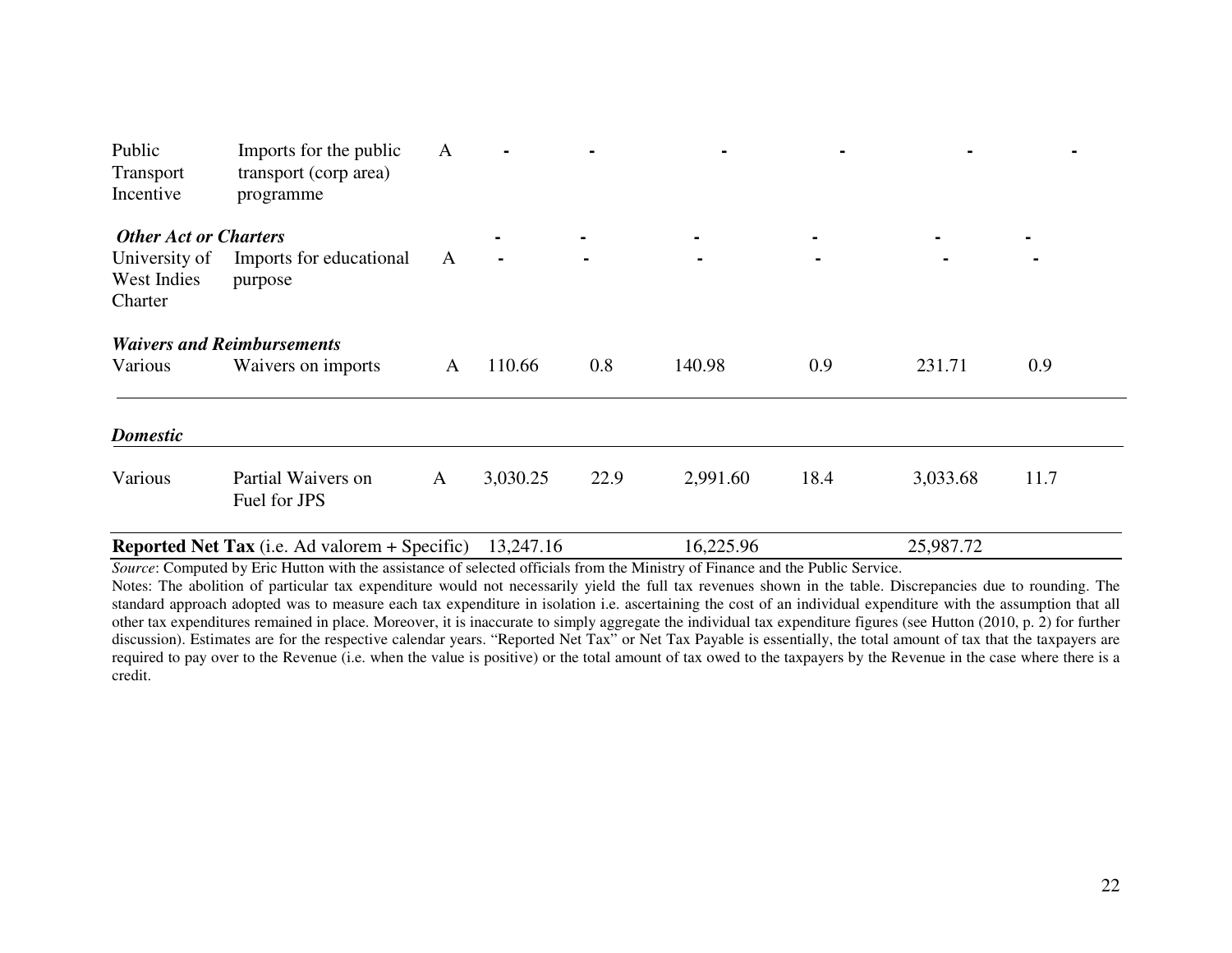| | | | | | | | | |
|---|---|---|---|---|---|---|---|---|
| Public Transport Incentive | Imports for the public transport (corp area) programme | A | - | - | - | - | - | - |
| ***Other Act or Charters*** | | | - | - | - | - | - | - |
| University of West Indies Charter | Imports for educational purpose | A | - | - | - | - | - | - |
| ***Waivers and Reimbursements*** | | | | | | | | |
| Various | Waivers on imports | A | 110.66 | 0.8 | 140.98 | 0.9 | 231.71 | 0.9 |
| ***Domestic*** | | | | | | | | |
| Various | Partial Waivers on Fuel for JPS | A | 3,030.25 | 22.9 | 2,991.60 | 18.4 | 3,033.68 | 11.7 |
| **Reported Net Tax** (i.e. Ad valorem + Specific) | | | 13,247.16 | | 16,225.96 | | 25,987.72 | |

*Source*: Computed by Eric Hutton with the assistance of selected officials from the Ministry of Finance and the Public Service.

Notes: The abolition of particular tax expenditure would not necessarily yield the full tax revenues shown in the table. Discrepancies due to rounding. The standard approach adopted was to measure each tax expenditure in isolation i.e. ascertaining the cost of an individual expenditure with the assumption that all other tax expenditures remained in place. Moreover, it is inaccurate to simply aggregate the individual tax expenditure figures (see Hutton (2010, p. 2) for further discussion). Estimates are for the respective calendar years. "Reported Net Tax" or Net Tax Payable is essentially, the total amount of tax that the taxpayers are required to pay over to the Revenue (i.e. when the value is positive) or the total amount of tax owed to the taxpayers by the Revenue in the case where there is a credit.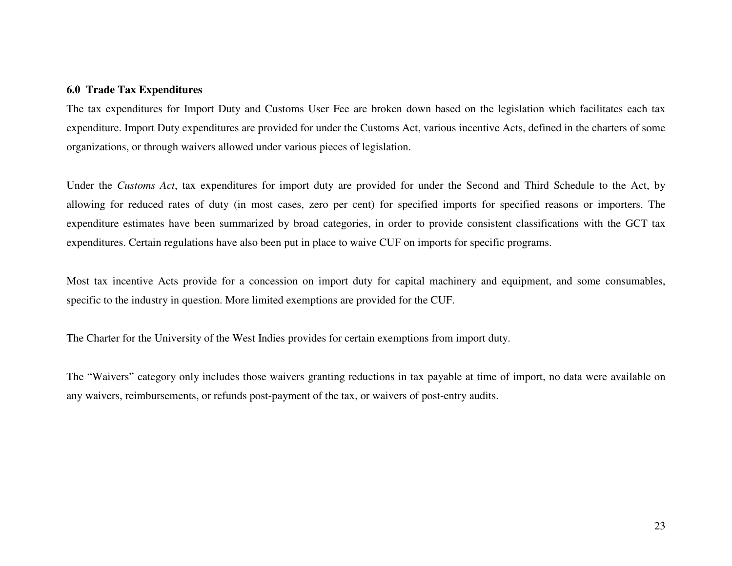## 6.0 Trade Tax Expenditures

The tax expenditures for Import Duty and Customs User Fee are broken down based on the legislation which facilitates each tax expenditure. Import Duty expenditures are provided for under the Customs Act, various incentive Acts, defined in the charters of some organizations, or through waivers allowed under various pieces of legislation.

Under the *Customs Act*, tax expenditures for import duty are provided for under the Second and Third Schedule to the Act, by allowing for reduced rates of duty (in most cases, zero per cent) for specified imports for specified reasons or importers. The expenditure estimates have been summarized by broad categories, in order to provide consistent classifications with the GCT tax expenditures. Certain regulations have also been put in place to waive CUF on imports for specific programs.

Most tax incentive Acts provide for a concession on import duty for capital machinery and equipment, and some consumables, specific to the industry in question. More limited exemptions are provided for the CUF.

The Charter for the University of the West Indies provides for certain exemptions from import duty.

The "Waivers" category only includes those waivers granting reductions in tax payable at time of import, no data were available on any waivers, reimbursements, or refunds post-payment of the tax, or waivers of post-entry audits.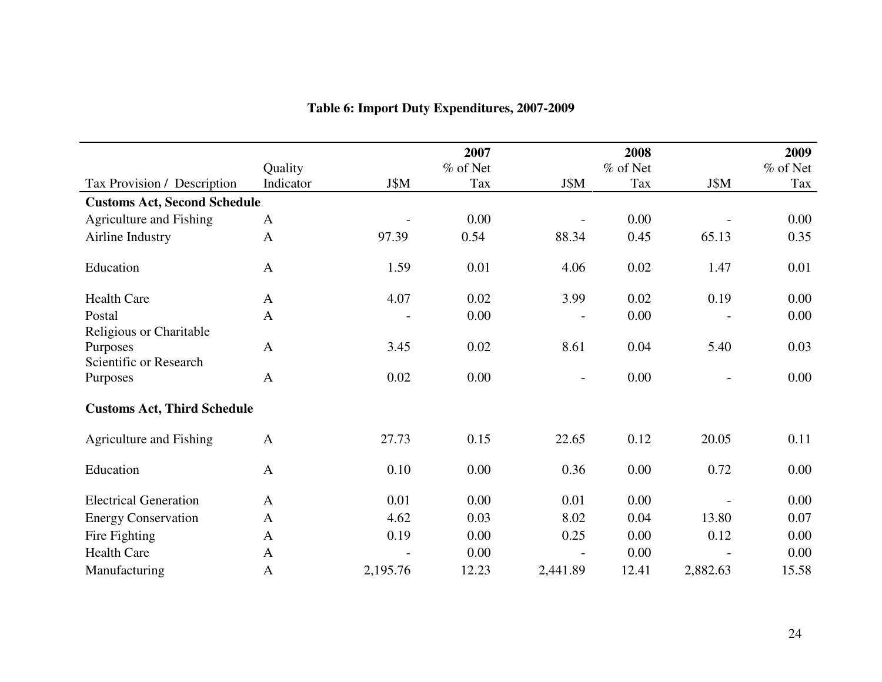**Table 6: Import Duty Expenditures, 2007-2009**

| Tax Provision / Description | Quality Indicator | 2007 J$M | 2007 % of Net Tax | 2008 J$M | 2008 % of Net Tax | 2009 J$M | 2009 % of Net Tax |
|---|---|---|---|---|---|---|---|
| **Customs Act, Second Schedule** | | | | | | | |
| Agriculture and Fishing | A | - | 0.00 | - | 0.00 | - | 0.00 |
| Airline Industry | A | 97.39 | 0.54 | 88.34 | 0.45 | 65.13 | 0.35 |
| Education | A | 1.59 | 0.01 | 4.06 | 0.02 | 1.47 | 0.01 |
| Health Care | A | 4.07 | 0.02 | 3.99 | 0.02 | 0.19 | 0.00 |
| Postal | A | - | 0.00 | - | 0.00 | - | 0.00 |
| Religious or Charitable Purposes | A | 3.45 | 0.02 | 8.61 | 0.04 | 5.40 | 0.03 |
| Scientific or Research Purposes | A | 0.02 | 0.00 | - | 0.00 | - | 0.00 |
| **Customs Act, Third Schedule** | | | | | | | |
| Agriculture and Fishing | A | 27.73 | 0.15 | 22.65 | 0.12 | 20.05 | 0.11 |
| Education | A | 0.10 | 0.00 | 0.36 | 0.00 | 0.72 | 0.00 |
| Electrical Generation | A | 0.01 | 0.00 | 0.01 | 0.00 | - | 0.00 |
| Energy Conservation | A | 4.62 | 0.03 | 8.02 | 0.04 | 13.80 | 0.07 |
| Fire Fighting | A | 0.19 | 0.00 | 0.25 | 0.00 | 0.12 | 0.00 |
| Health Care | A | - | 0.00 | - | 0.00 | - | 0.00 |
| Manufacturing | A | 2,195.76 | 12.23 | 2,441.89 | 12.41 | 2,882.63 | 15.58 |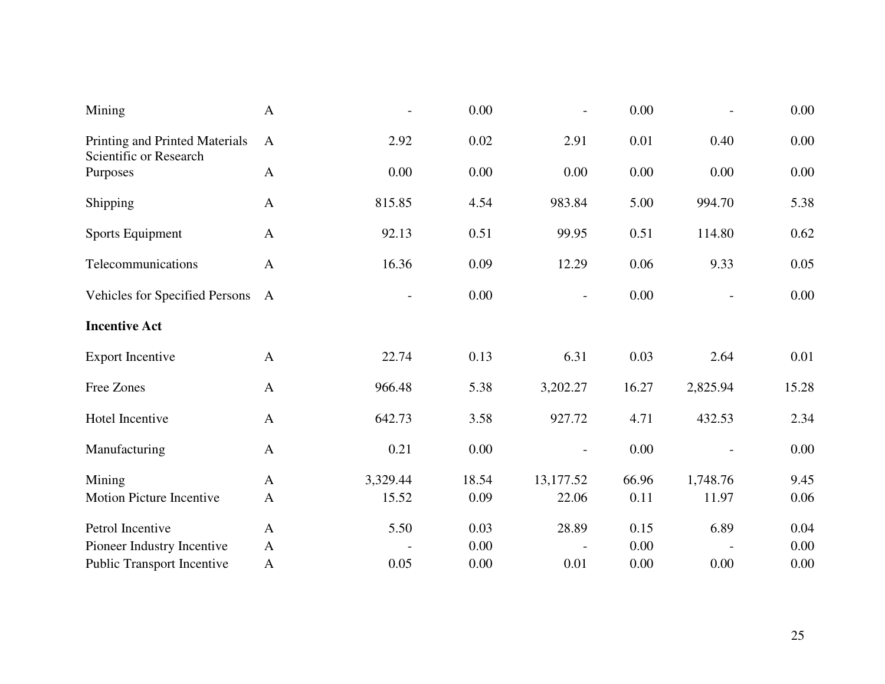| | | | | | | | |
|---|---|---|---|---|---|---|---|
| Mining | A | - | 0.00 | - | 0.00 | - | 0.00 |
| Printing and Printed Materials | A | 2.92 | 0.02 | 2.91 | 0.01 | 0.40 | 0.00 |
| Scientific or Research Purposes | A | 0.00 | 0.00 | 0.00 | 0.00 | 0.00 | 0.00 |
| Shipping | A | 815.85 | 4.54 | 983.84 | 5.00 | 994.70 | 5.38 |
| Sports Equipment | A | 92.13 | 0.51 | 99.95 | 0.51 | 114.80 | 0.62 |
| Telecommunications | A | 16.36 | 0.09 | 12.29 | 0.06 | 9.33 | 0.05 |
| Vehicles for Specified Persons | A | - | 0.00 | - | 0.00 | - | 0.00 |
| **Incentive Act** | | | | | | | |
| Export Incentive | A | 22.74 | 0.13 | 6.31 | 0.03 | 2.64 | 0.01 |
| Free Zones | A | 966.48 | 5.38 | 3,202.27 | 16.27 | 2,825.94 | 15.28 |
| Hotel Incentive | A | 642.73 | 3.58 | 927.72 | 4.71 | 432.53 | 2.34 |
| Manufacturing | A | 0.21 | 0.00 | - | 0.00 | - | 0.00 |
| Mining | A | 3,329.44 | 18.54 | 13,177.52 | 66.96 | 1,748.76 | 9.45 |
| Motion Picture Incentive | A | 15.52 | 0.09 | 22.06 | 0.11 | 11.97 | 0.06 |
| Petrol Incentive | A | 5.50 | 0.03 | 28.89 | 0.15 | 6.89 | 0.04 |
| Pioneer Industry Incentive | A | - | 0.00 | - | 0.00 | - | 0.00 |
| Public Transport Incentive | A | 0.05 | 0.00 | 0.01 | 0.00 | 0.00 | 0.00 |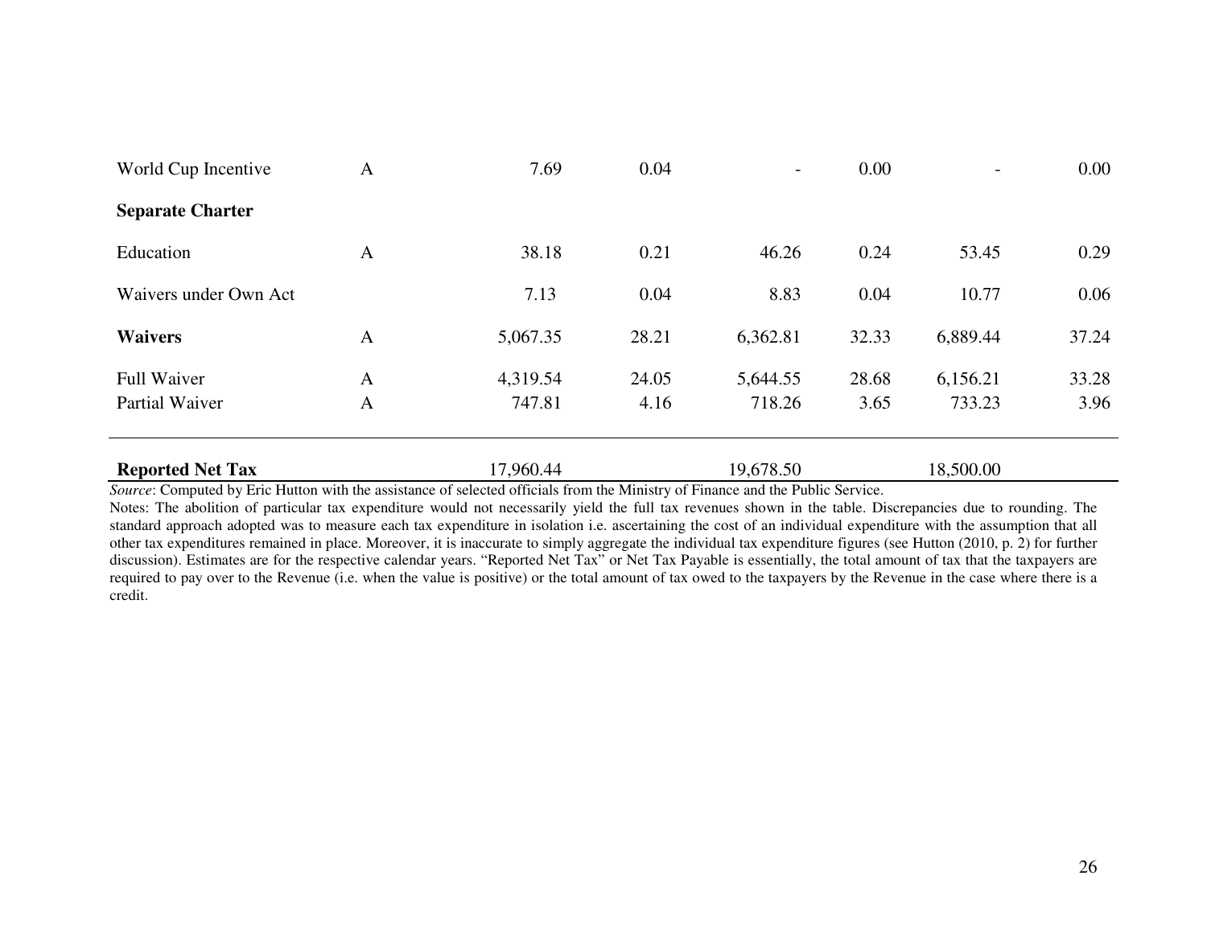| | | | | | | | |
|---|---|---|---|---|---|---|---|
| World Cup Incentive | A | 7.69 | 0.04 | - | 0.00 | - | 0.00 |
| **Separate Charter** | | | | | | | |
| Education | A | 38.18 | 0.21 | 46.26 | 0.24 | 53.45 | 0.29 |
| Waivers under Own Act | | 7.13 | 0.04 | 8.83 | 0.04 | 10.77 | 0.06 |
| **Waivers** | A | 5,067.35 | 28.21 | 6,362.81 | 32.33 | 6,889.44 | 37.24 |
| Full Waiver | A | 4,319.54 | 24.05 | 5,644.55 | 28.68 | 6,156.21 | 33.28 |
| Partial Waiver | A | 747.81 | 4.16 | 718.26 | 3.65 | 733.23 | 3.96 |
| **Reported Net Tax** | | 17,960.44 | | 19,678.50 | | 18,500.00 | |

*Source*: Computed by Eric Hutton with the assistance of selected officials from the Ministry of Finance and the Public Service.

Notes: The abolition of particular tax expenditure would not necessarily yield the full tax revenues shown in the table. Discrepancies due to rounding. The standard approach adopted was to measure each tax expenditure in isolation i.e. ascertaining the cost of an individual expenditure with the assumption that all other tax expenditures remained in place. Moreover, it is inaccurate to simply aggregate the individual tax expenditure figures (see Hutton (2010, p. 2) for further discussion). Estimates are for the respective calendar years. "Reported Net Tax" or Net Tax Payable is essentially, the total amount of tax that the taxpayers are required to pay over to the Revenue (i.e. when the value is positive) or the total amount of tax owed to the taxpayers by the Revenue in the case where there is a credit.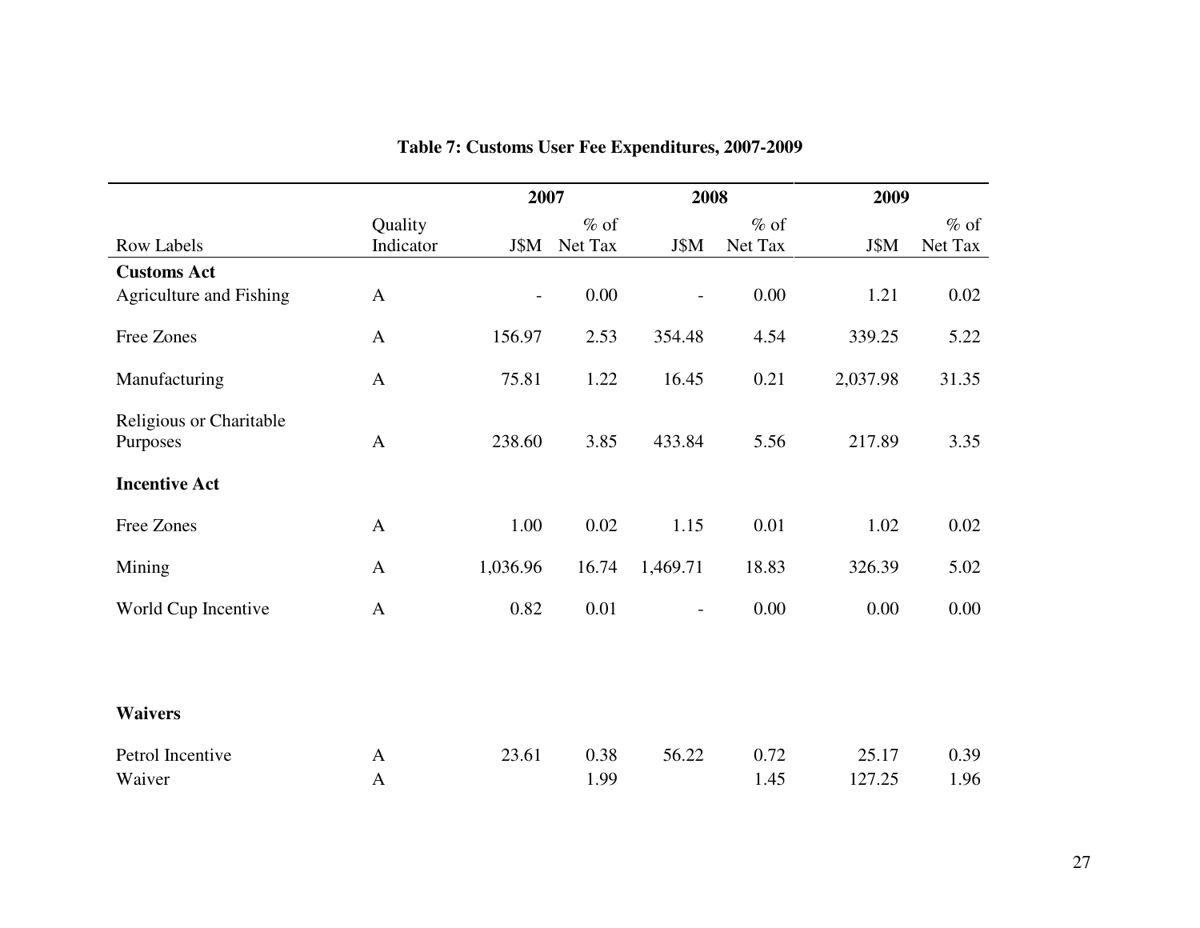**Table 7: Customs User Fee Expenditures, 2007-2009**

| | | 2007 | | 2008 | | 2009 | |
|---|---|---|---|---|---|---|---|
| Row Labels | Quality Indicator | J$M | % of Net Tax | J$M | % of Net Tax | J$M | % of Net Tax |
| **Customs Act** | | | | | | | |
| Agriculture and Fishing | A | - | 0.00 | - | 0.00 | 1.21 | 0.02 |
| Free Zones | A | 156.97 | 2.53 | 354.48 | 4.54 | 339.25 | 5.22 |
| Manufacturing | A | 75.81 | 1.22 | 16.45 | 0.21 | 2,037.98 | 31.35 |
| Religious or Charitable Purposes | A | 238.60 | 3.85 | 433.84 | 5.56 | 217.89 | 3.35 |
| **Incentive Act** | | | | | | | |
| Free Zones | A | 1.00 | 0.02 | 1.15 | 0.01 | 1.02 | 0.02 |
| Mining | A | 1,036.96 | 16.74 | 1,469.71 | 18.83 | 326.39 | 5.02 |
| World Cup Incentive | A | 0.82 | 0.01 | - | 0.00 | 0.00 | 0.00 |
| **Waivers** | | | | | | | |
| Petrol Incentive | A | 23.61 | 0.38 | 56.22 | 0.72 | 25.17 | 0.39 |
| Waiver | A | | 1.99 | | 1.45 | 127.25 | 1.96 |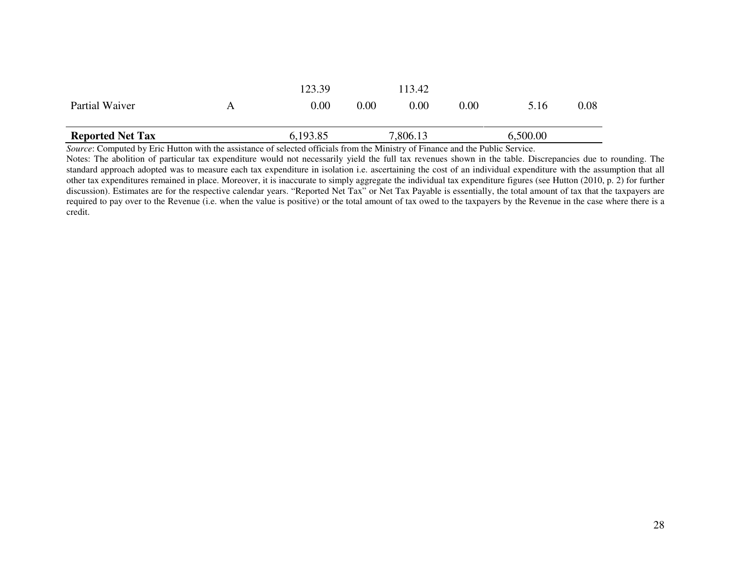| | | | | | | | |
|---|---|---|---|---|---|---|---|
| | | 123.39 | | 113.42 | | | |
| Partial Waiver | A | 0.00 | 0.00 | 0.00 | 0.00 | 5.16 | 0.08 |
| **Reported Net Tax** | | 6,193.85 | | 7,806.13 | | 6,500.00 | |

*Source*: Computed by Eric Hutton with the assistance of selected officials from the Ministry of Finance and the Public Service.

Notes: The abolition of particular tax expenditure would not necessarily yield the full tax revenues shown in the table. Discrepancies due to rounding. The standard approach adopted was to measure each tax expenditure in isolation i.e. ascertaining the cost of an individual expenditure with the assumption that all other tax expenditures remained in place. Moreover, it is inaccurate to simply aggregate the individual tax expenditure figures (see Hutton (2010, p. 2) for further discussion). Estimates are for the respective calendar years. "Reported Net Tax" or Net Tax Payable is essentially, the total amount of tax that the taxpayers are required to pay over to the Revenue (i.e. when the value is positive) or the total amount of tax owed to the taxpayers by the Revenue in the case where there is a credit.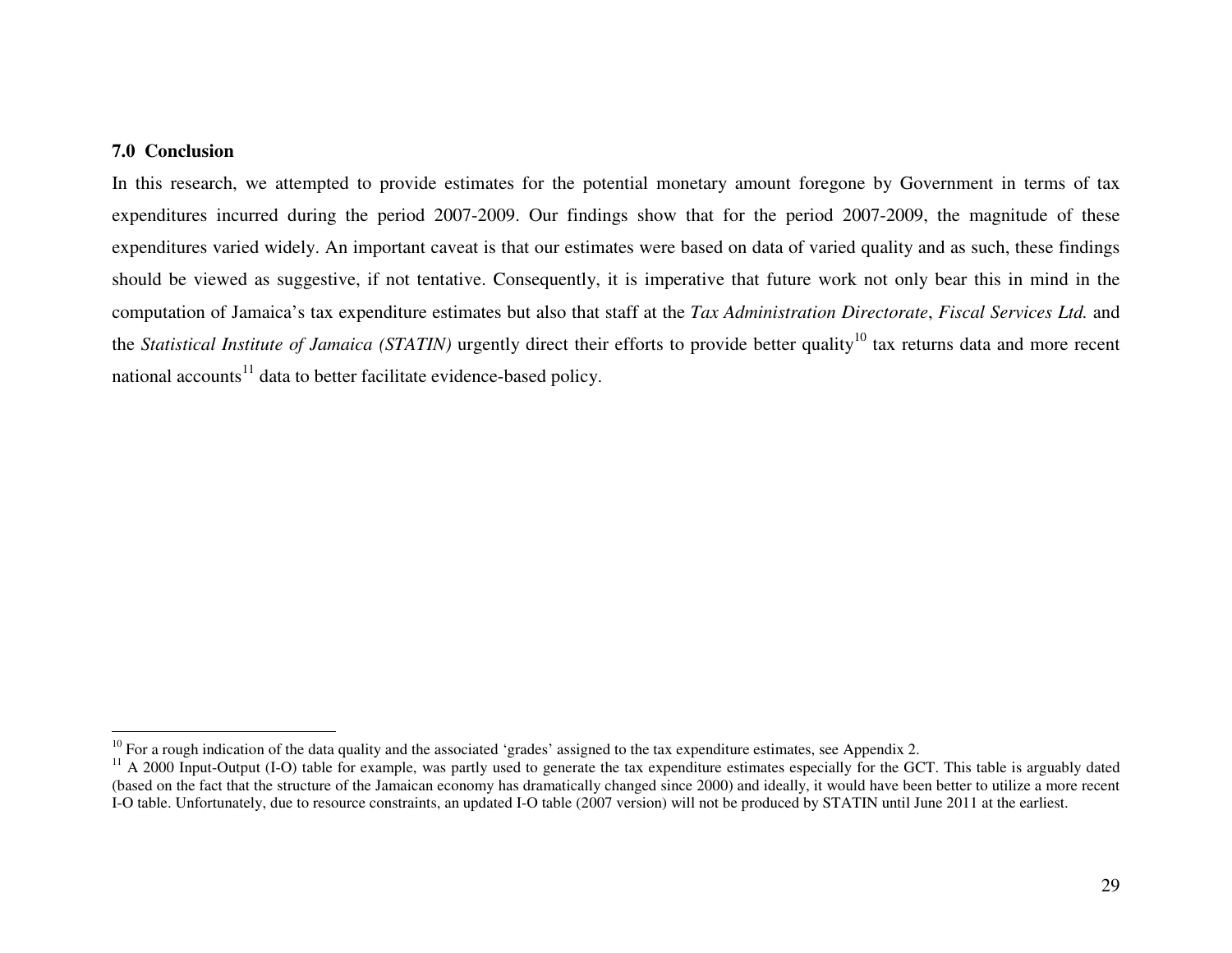### 7.0 Conclusion

In this research, we attempted to provide estimates for the potential monetary amount foregone by Government in terms of tax expenditures incurred during the period 2007-2009. Our findings show that for the period 2007-2009, the magnitude of these expenditures varied widely. An important caveat is that our estimates were based on data of varied quality and as such, these findings should be viewed as suggestive, if not tentative. Consequently, it is imperative that future work not only bear this in mind in the computation of Jamaica's tax expenditure estimates but also that staff at the *Tax Administration Directorate*, *Fiscal Services Ltd.* and the *Statistical Institute of Jamaica (STATIN)* urgently direct their efforts to provide better quality[10] tax returns data and more recent national accounts[11] data to better facilitate evidence-based policy.

---

[10] For a rough indication of the data quality and the associated 'grades' assigned to the tax expenditure estimates, see Appendix 2.

[11] A 2000 Input-Output (I-O) table for example, was partly used to generate the tax expenditure estimates especially for the GCT. This table is arguably dated (based on the fact that the structure of the Jamaican economy has dramatically changed since 2000) and ideally, it would have been better to utilize a more recent I-O table. Unfortunately, due to resource constraints, an updated I-O table (2007 version) will not be produced by STATIN until June 2011 at the earliest.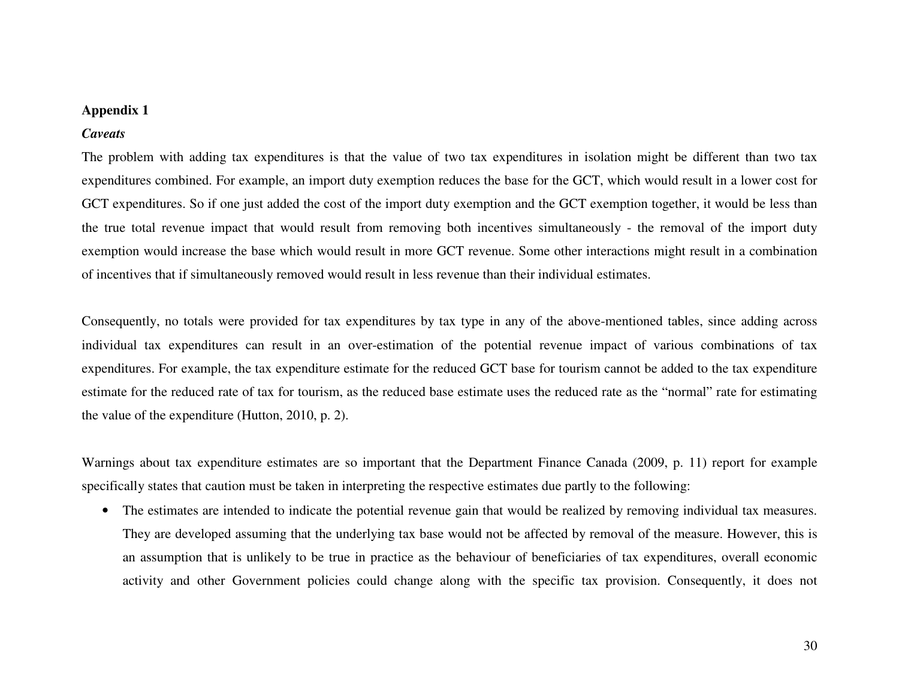**Appendix 1**

***Caveats***

The problem with adding tax expenditures is that the value of two tax expenditures in isolation might be different than two tax expenditures combined. For example, an import duty exemption reduces the base for the GCT, which would result in a lower cost for GCT expenditures. So if one just added the cost of the import duty exemption and the GCT exemption together, it would be less than the true total revenue impact that would result from removing both incentives simultaneously - the removal of the import duty exemption would increase the base which would result in more GCT revenue. Some other interactions might result in a combination of incentives that if simultaneously removed would result in less revenue than their individual estimates.

Consequently, no totals were provided for tax expenditures by tax type in any of the above-mentioned tables, since adding across individual tax expenditures can result in an over-estimation of the potential revenue impact of various combinations of tax expenditures. For example, the tax expenditure estimate for the reduced GCT base for tourism cannot be added to the tax expenditure estimate for the reduced rate of tax for tourism, as the reduced base estimate uses the reduced rate as the "normal" rate for estimating the value of the expenditure (Hutton, 2010, p. 2).

Warnings about tax expenditure estimates are so important that the Department Finance Canada (2009, p. 11) report for example specifically states that caution must be taken in interpreting the respective estimates due partly to the following:

- The estimates are intended to indicate the potential revenue gain that would be realized by removing individual tax measures. They are developed assuming that the underlying tax base would not be affected by removal of the measure. However, this is an assumption that is unlikely to be true in practice as the behaviour of beneficiaries of tax expenditures, overall economic activity and other Government policies could change along with the specific tax provision. Consequently, it does not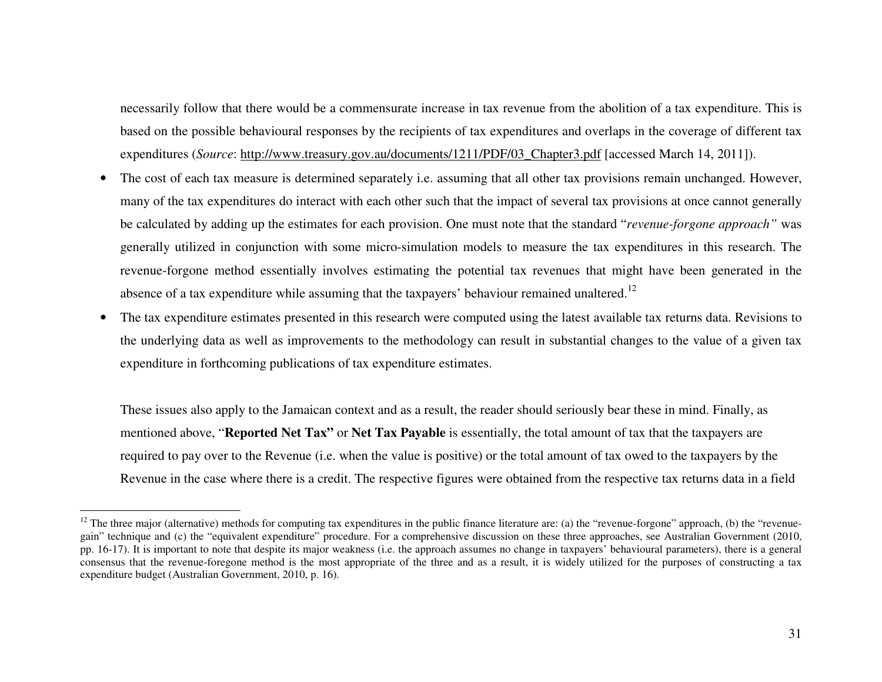necessarily follow that there would be a commensurate increase in tax revenue from the abolition of a tax expenditure. This is based on the possible behavioural responses by the recipients of tax expenditures and overlaps in the coverage of different tax expenditures (*Source*: http://www.treasury.gov.au/documents/1211/PDF/03_Chapter3.pdf [accessed March 14, 2011]).

- The cost of each tax measure is determined separately i.e. assuming that all other tax provisions remain unchanged. However, many of the tax expenditures do interact with each other such that the impact of several tax provisions at once cannot generally be calculated by adding up the estimates for each provision. One must note that the standard "*revenue-forgone approach"* was generally utilized in conjunction with some micro-simulation models to measure the tax expenditures in this research. The revenue-forgone method essentially involves estimating the potential tax revenues that might have been generated in the absence of a tax expenditure while assuming that the taxpayers' behaviour remained unaltered.[12]
- The tax expenditure estimates presented in this research were computed using the latest available tax returns data. Revisions to the underlying data as well as improvements to the methodology can result in substantial changes to the value of a given tax expenditure in forthcoming publications of tax expenditure estimates.

These issues also apply to the Jamaican context and as a result, the reader should seriously bear these in mind. Finally, as mentioned above, "**Reported Net Tax"** or **Net Tax Payable** is essentially, the total amount of tax that the taxpayers are required to pay over to the Revenue (i.e. when the value is positive) or the total amount of tax owed to the taxpayers by the Revenue in the case where there is a credit. The respective figures were obtained from the respective tax returns data in a field

---

[12] The three major (alternative) methods for computing tax expenditures in the public finance literature are: (a) the "revenue-forgone" approach, (b) the "revenue-gain" technique and (c) the "equivalent expenditure" procedure. For a comprehensive discussion on these three approaches, see Australian Government (2010, pp. 16-17). It is important to note that despite its major weakness (i.e. the approach assumes no change in taxpayers' behavioural parameters), there is a general consensus that the revenue-foregone method is the most appropriate of the three and as a result, it is widely utilized for the purposes of constructing a tax expenditure budget (Australian Government, 2010, p. 16).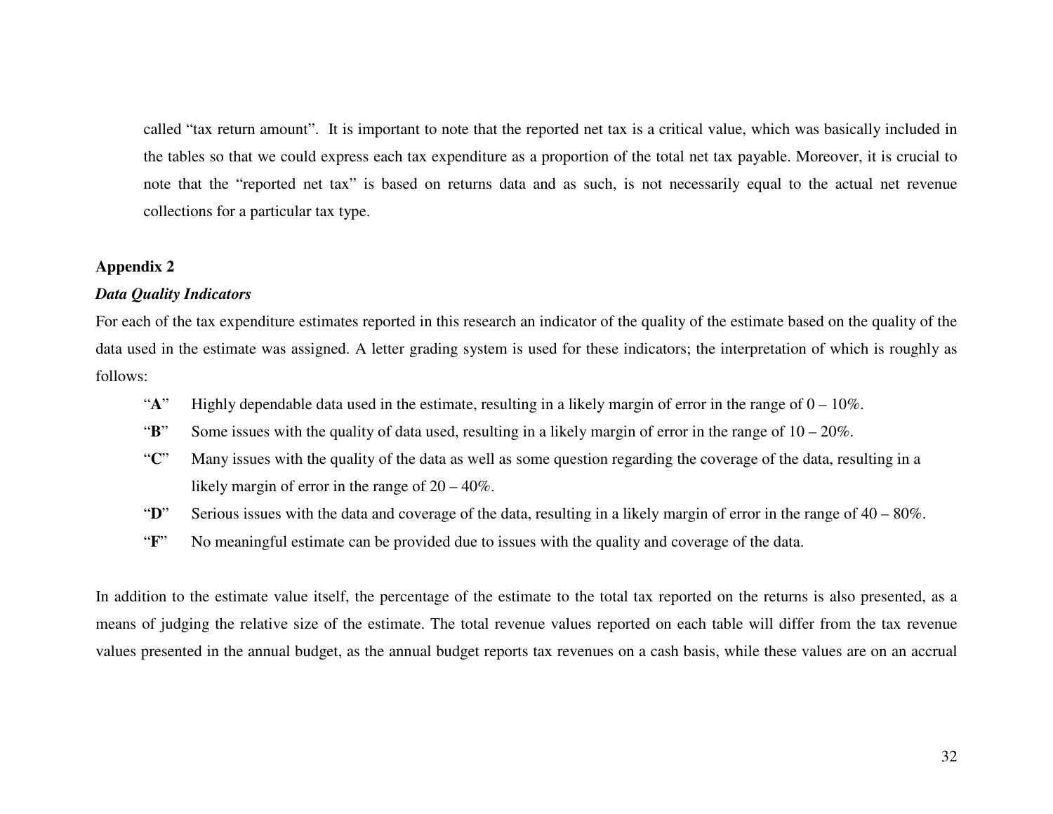called "tax return amount". It is important to note that the reported net tax is a critical value, which was basically included in the tables so that we could express each tax expenditure as a proportion of the total net tax payable. Moreover, it is crucial to note that the "reported net tax" is based on returns data and as such, is not necessarily equal to the actual net revenue collections for a particular tax type.

**Appendix 2**

***Data Quality Indicators***

For each of the tax expenditure estimates reported in this research an indicator of the quality of the estimate based on the quality of the data used in the estimate was assigned. A letter grading system is used for these indicators; the interpretation of which is roughly as follows:

- "**A**" Highly dependable data used in the estimate, resulting in a likely margin of error in the range of 0 – 10%.
- "**B**" Some issues with the quality of data used, resulting in a likely margin of error in the range of 10 – 20%.
- "**C**" Many issues with the quality of the data as well as some question regarding the coverage of the data, resulting in a likely margin of error in the range of 20 – 40%.
- "**D**" Serious issues with the data and coverage of the data, resulting in a likely margin of error in the range of 40 – 80%.
- "**F**" No meaningful estimate can be provided due to issues with the quality and coverage of the data.

In addition to the estimate value itself, the percentage of the estimate to the total tax reported on the returns is also presented, as a means of judging the relative size of the estimate. The total revenue values reported on each table will differ from the tax revenue values presented in the annual budget, as the annual budget reports tax revenues on a cash basis, while these values are on an accrual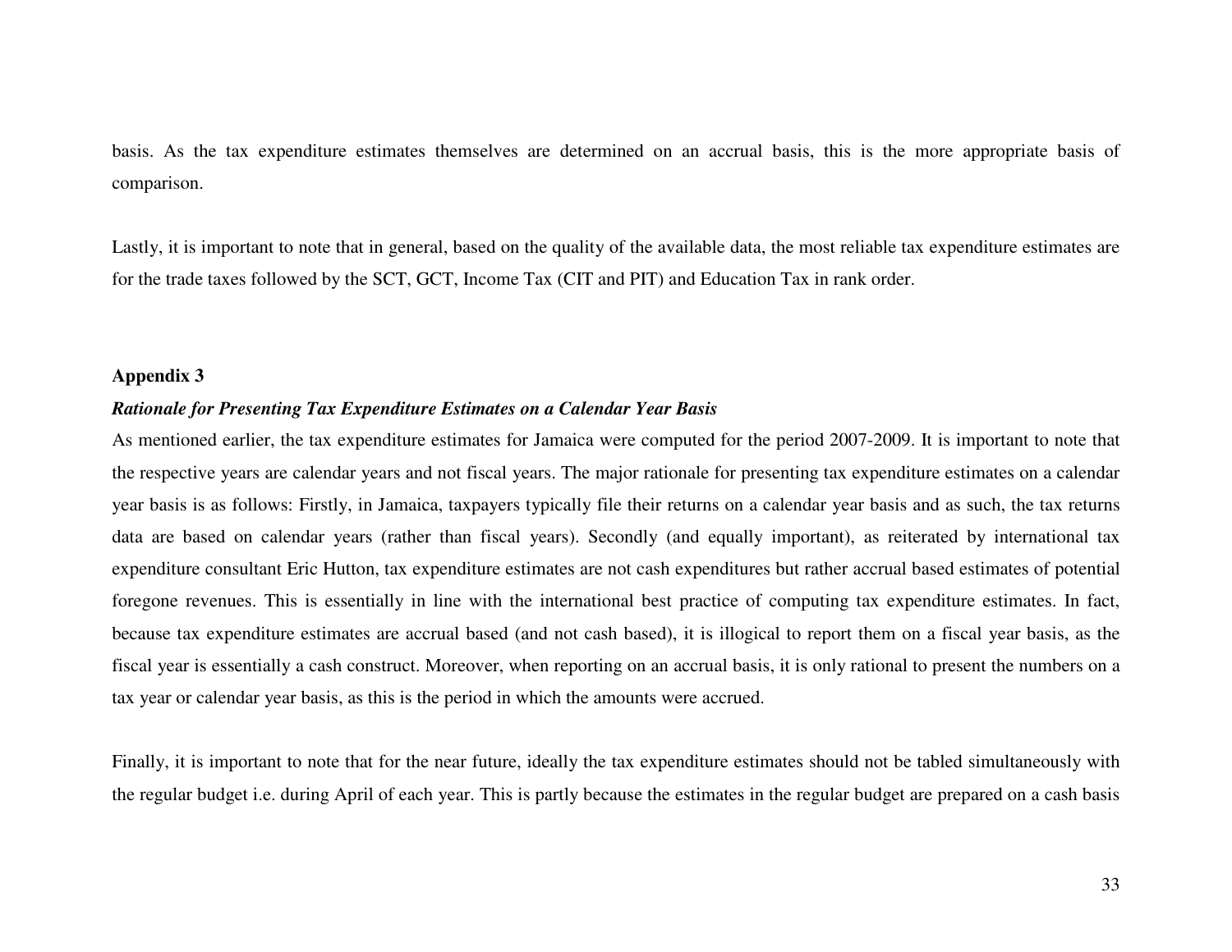basis. As the tax expenditure estimates themselves are determined on an accrual basis, this is the more appropriate basis of comparison.

Lastly, it is important to note that in general, based on the quality of the available data, the most reliable tax expenditure estimates are for the trade taxes followed by the SCT, GCT, Income Tax (CIT and PIT) and Education Tax in rank order.

## Appendix 3

***Rationale for Presenting Tax Expenditure Estimates on a Calendar Year Basis***

As mentioned earlier, the tax expenditure estimates for Jamaica were computed for the period 2007-2009. It is important to note that the respective years are calendar years and not fiscal years. The major rationale for presenting tax expenditure estimates on a calendar year basis is as follows: Firstly, in Jamaica, taxpayers typically file their returns on a calendar year basis and as such, the tax returns data are based on calendar years (rather than fiscal years). Secondly (and equally important), as reiterated by international tax expenditure consultant Eric Hutton, tax expenditure estimates are not cash expenditures but rather accrual based estimates of potential foregone revenues. This is essentially in line with the international best practice of computing tax expenditure estimates. In fact, because tax expenditure estimates are accrual based (and not cash based), it is illogical to report them on a fiscal year basis, as the fiscal year is essentially a cash construct. Moreover, when reporting on an accrual basis, it is only rational to present the numbers on a tax year or calendar year basis, as this is the period in which the amounts were accrued.

Finally, it is important to note that for the near future, ideally the tax expenditure estimates should not be tabled simultaneously with the regular budget i.e. during April of each year. This is partly because the estimates in the regular budget are prepared on a cash basis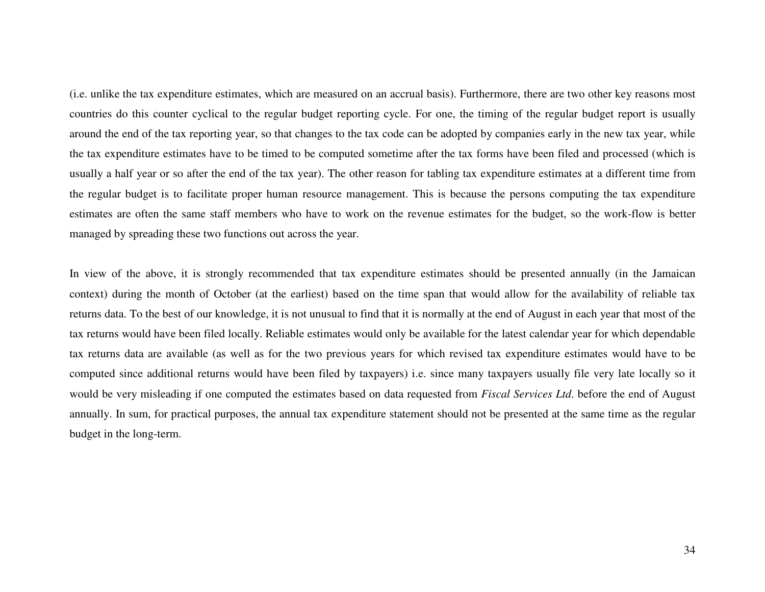(i.e. unlike the tax expenditure estimates, which are measured on an accrual basis). Furthermore, there are two other key reasons most countries do this counter cyclical to the regular budget reporting cycle. For one, the timing of the regular budget report is usually around the end of the tax reporting year, so that changes to the tax code can be adopted by companies early in the new tax year, while the tax expenditure estimates have to be timed to be computed sometime after the tax forms have been filed and processed (which is usually a half year or so after the end of the tax year). The other reason for tabling tax expenditure estimates at a different time from the regular budget is to facilitate proper human resource management. This is because the persons computing the tax expenditure estimates are often the same staff members who have to work on the revenue estimates for the budget, so the work-flow is better managed by spreading these two functions out across the year.

In view of the above, it is strongly recommended that tax expenditure estimates should be presented annually (in the Jamaican context) during the month of October (at the earliest) based on the time span that would allow for the availability of reliable tax returns data. To the best of our knowledge, it is not unusual to find that it is normally at the end of August in each year that most of the tax returns would have been filed locally. Reliable estimates would only be available for the latest calendar year for which dependable tax returns data are available (as well as for the two previous years for which revised tax expenditure estimates would have to be computed since additional returns would have been filed by taxpayers) i.e. since many taxpayers usually file very late locally so it would be very misleading if one computed the estimates based on data requested from *Fiscal Services Ltd*. before the end of August annually. In sum, for practical purposes, the annual tax expenditure statement should not be presented at the same time as the regular budget in the long-term.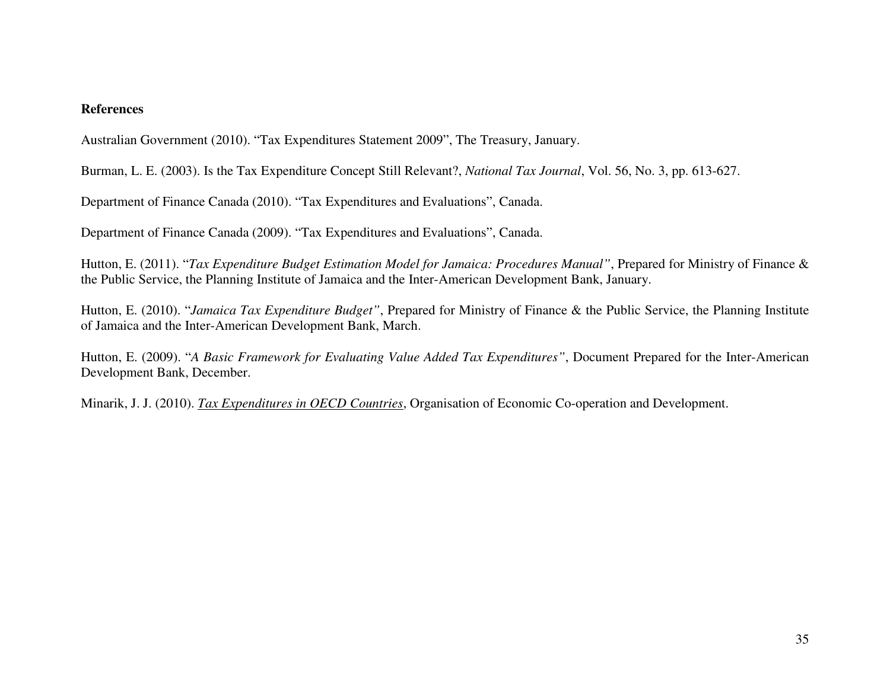**References**

Australian Government (2010). “Tax Expenditures Statement 2009”, The Treasury, January.

Burman, L. E. (2003). Is the Tax Expenditure Concept Still Relevant?, *National Tax Journal*, Vol. 56, No. 3, pp. 613-627.

Department of Finance Canada (2010). “Tax Expenditures and Evaluations”, Canada.

Department of Finance Canada (2009). “Tax Expenditures and Evaluations”, Canada.

Hutton, E. (2011). “*Tax Expenditure Budget Estimation Model for Jamaica: Procedures Manual”*, Prepared for Ministry of Finance & the Public Service, the Planning Institute of Jamaica and the Inter-American Development Bank, January.

Hutton, E. (2010). “*Jamaica Tax Expenditure Budget”*, Prepared for Ministry of Finance & the Public Service, the Planning Institute of Jamaica and the Inter-American Development Bank, March.

Hutton, E. (2009). “*A Basic Framework for Evaluating Value Added Tax Expenditures”*, Document Prepared for the Inter-American Development Bank, December.

Minarik, J. J. (2010). *Tax Expenditures in OECD Countries*, Organisation of Economic Co-operation and Development.